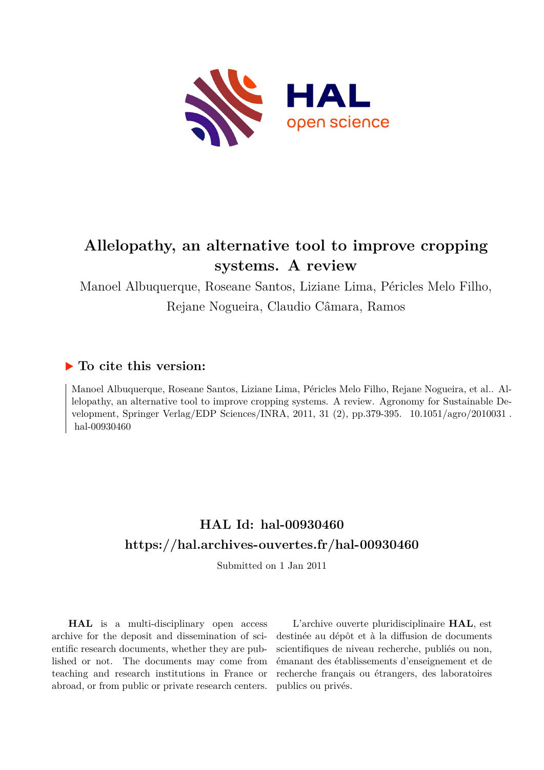# Allelopathy, an alternative tool to improve cropping systems. A review

Manoel Albuquerque, Roseane Santos, Liziane Lima, Péricles Melo Filho, Rejane Nogueira, Claudio Câmara, Ramos

## ▶ To cite this version:

Manoel Albuquerque, Roseane Santos, Liziane Lima, Péricles Melo Filho, Rejane Nogueira, et al.. Allelopathy, an alternative tool to improve cropping systems. A review. Agronomy for Sustainable Development, Springer Verlag/EDP Sciences/INRA, 2011, 31 (2), pp.379-395. 10.1051/agro/2010031 . hal-00930460

## HAL Id: hal-00930460
## https://hal.archives-ouvertes.fr/hal-00930460

Submitted on 1 Jan 2011

**HAL** is a multi-disciplinary open access archive for the deposit and dissemination of scientific research documents, whether they are published or not. The documents may come from teaching and research institutions in France or abroad, or from public or private research centers.

L'archive ouverte pluridisciplinaire **HAL**, est destinée au dépôt et à la diffusion de documents scientifiques de niveau recherche, publiés ou non, émanant des établissements d'enseignement et de recherche français ou étrangers, des laboratoires publics ou privés.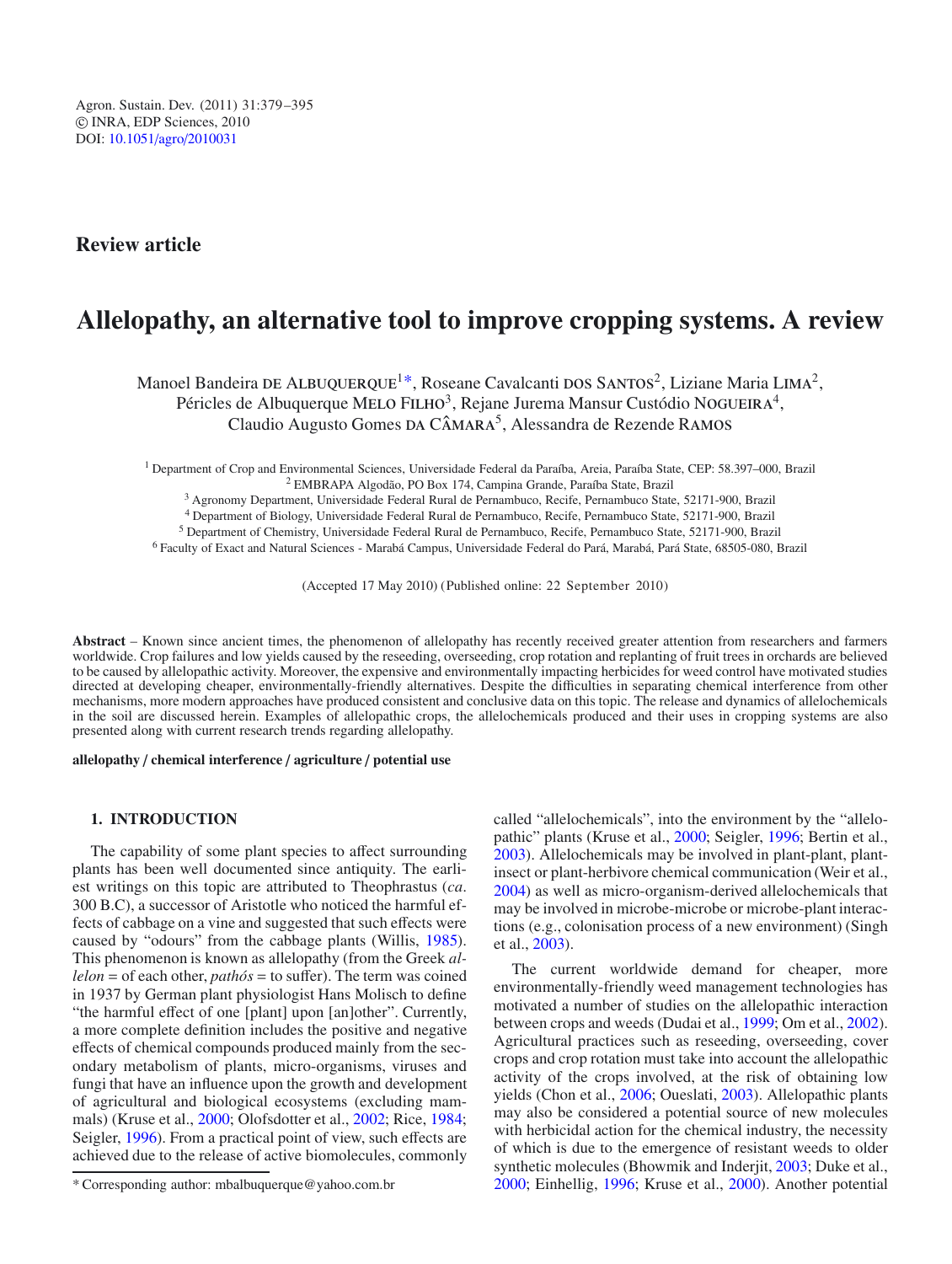# Allelopathy, an alternative tool to improve cropping systems. A review

Manoel Bandeira DE ALBUQUERQUE[1*], Roseane Cavalcanti DOS SANTOS[2], Liziane Maria LIMA[2], Péricles de Albuquerque MELO FILHO[3], Rejane Jurema Mansur Custódio NOGUEIRA[4], Claudio Augusto Gomes DA CÂMARA[5], Alessandra de Rezende RAMOS

[1] Department of Crop and Environmental Sciences, Universidade Federal da Paraíba, Areia, Paraíba State, CEP: 58.397–000, Brazil
[2] EMBRAPA Algodão, PO Box 174, Campina Grande, Paraíba State, Brazil
[3] Agronomy Department, Universidade Federal Rural de Pernambuco, Recife, Pernambuco State, 52171-900, Brazil
[4] Department of Biology, Universidade Federal Rural de Pernambuco, Recife, Pernambuco State, 52171-900, Brazil
[5] Department of Chemistry, Universidade Federal Rural de Pernambuco, Recife, Pernambuco State, 52171-900, Brazil
[6] Faculty of Exact and Natural Sciences - Marabá Campus, Universidade Federal do Pará, Marabá, Pará State, 68505-080, Brazil

(Accepted 17 May 2010) (Published online: 22 September 2010)

**Abstract** – Known since ancient times, the phenomenon of allelopathy has recently received greater attention from researchers and farmers worldwide. Crop failures and low yields caused by the reseeding, overseeding, crop rotation and replanting of fruit trees in orchards are believed to be caused by allelopathic activity. Moreover, the expensive and environmentally impacting herbicides for weed control have motivated studies directed at developing cheaper, environmentally-friendly alternatives. Despite the difficulties in separating chemical interference from other mechanisms, more modern approaches have produced consistent and conclusive data on this topic. The release and dynamics of allelochemicals in the soil are discussed herein. Examples of allelopathic crops, the allelochemicals produced and their uses in cropping systems are also presented along with current research trends regarding allelopathy.

**allelopathy / chemical interference / agriculture / potential use**

## 1. INTRODUCTION

The capability of some plant species to affect surrounding plants has been well documented since antiquity. The earliest writings on this topic are attributed to Theophrastus (*ca*. 300 B.C), a successor of Aristotle who noticed the harmful effects of cabbage on a vine and suggested that such effects were caused by "odours" from the cabbage plants (Willis, 1985). This phenomenon is known as allelopathy (from the Greek *allelon* = of each other, *pathós* = to suffer). The term was coined in 1937 by German plant physiologist Hans Molisch to define "the harmful effect of one [plant] upon [an]other". Currently, a more complete definition includes the positive and negative effects of chemical compounds produced mainly from the secondary metabolism of plants, micro-organisms, viruses and fungi that have an influence upon the growth and development of agricultural and biological ecosystems (excluding mammals) (Kruse et al., 2000; Olofsdotter et al., 2002; Rice, 1984; Seigler, 1996). From a practical point of view, such effects are achieved due to the release of active biomolecules, commonly called "allelochemicals", into the environment by the "allelopathic" plants (Kruse et al., 2000; Seigler, 1996; Bertin et al., 2003). Allelochemicals may be involved in plant-plant, plant-insect or plant-herbivore chemical communication (Weir et al., 2004) as well as micro-organism-derived allelochemicals that may be involved in microbe-microbe or microbe-plant interactions (e.g., colonisation process of a new environment) (Singh et al., 2003).

The current worldwide demand for cheaper, more environmentally-friendly weed management technologies has motivated a number of studies on the allelopathic interaction between crops and weeds (Dudai et al., 1999; Om et al., 2002). Agricultural practices such as reseeding, overseeding, cover crops and crop rotation must take into account the allelopathic activity of the crops involved, at the risk of obtaining low yields (Chon et al., 2006; Oueslati, 2003). Allelopathic plants may also be considered a potential source of new molecules with herbicidal action for the chemical industry, the necessity of which is due to the emergence of resistant weeds to older synthetic molecules (Bhowmik and Inderjit, 2003; Duke et al., 2000; Einhellig, 1996; Kruse et al., 2000). Another potential

\* Corresponding author: mbalbuquerque@yahoo.com.br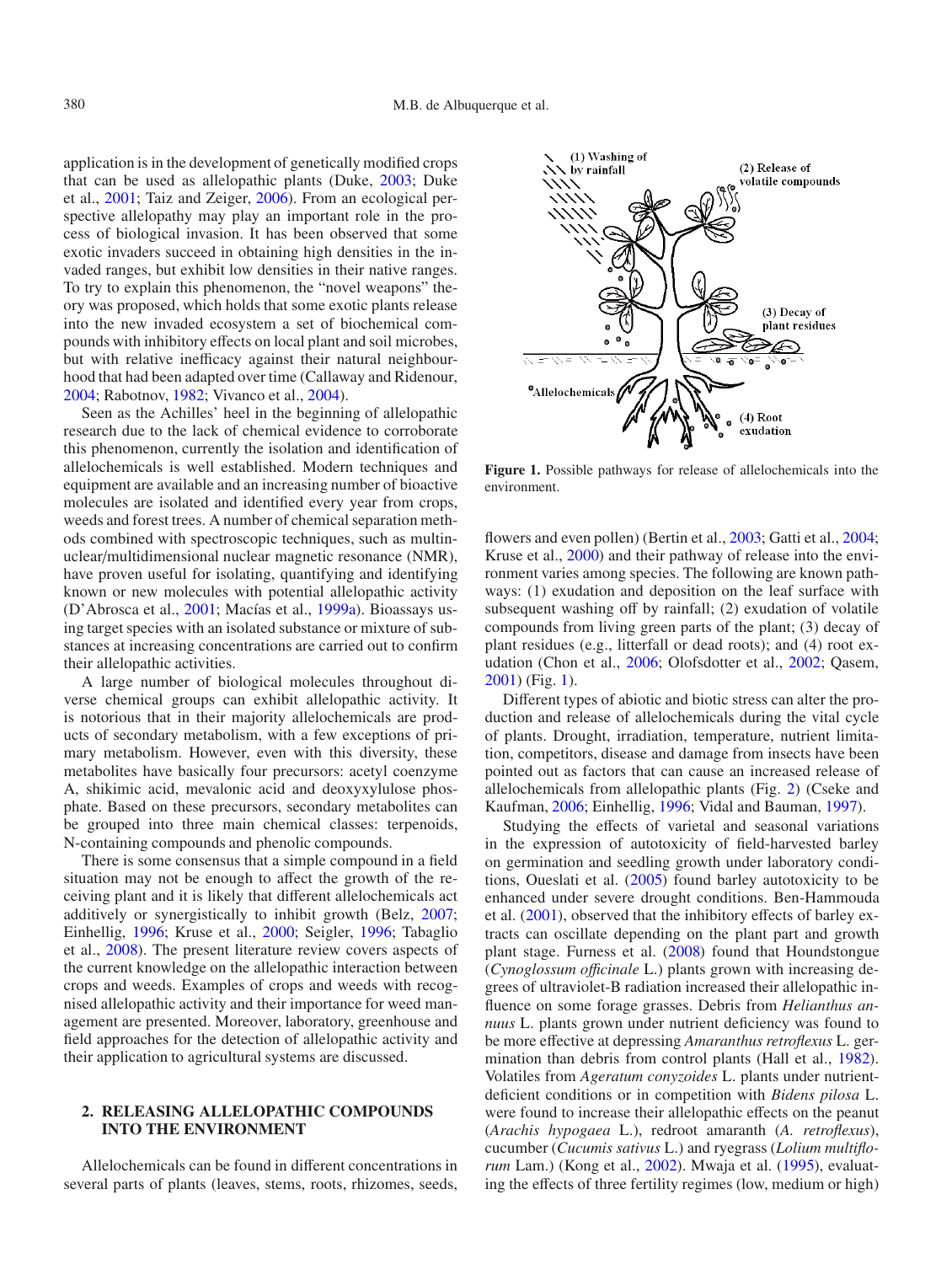application is in the development of genetically modified crops that can be used as allelopathic plants (Duke, 2003; Duke et al., 2001; Taiz and Zeiger, 2006). From an ecological perspective allelopathy may play an important role in the process of biological invasion. It has been observed that some exotic invaders succeed in obtaining high densities in the invaded ranges, but exhibit low densities in their native ranges. To try to explain this phenomenon, the "novel weapons" theory was proposed, which holds that some exotic plants release into the new invaded ecosystem a set of biochemical compounds with inhibitory effects on local plant and soil microbes, but with relative inefficacy against their natural neighbourhood that had been adapted over time (Callaway and Ridenour, 2004; Rabotnov, 1982; Vivanco et al., 2004).

Seen as the Achilles' heel in the beginning of allelopathic research due to the lack of chemical evidence to corroborate this phenomenon, currently the isolation and identification of allelochemicals is well established. Modern techniques and equipment are available and an increasing number of bioactive molecules are isolated and identified every year from crops, weeds and forest trees. A number of chemical separation methods combined with spectroscopic techniques, such as multinuclear/multidimensional nuclear magnetic resonance (NMR), have proven useful for isolating, quantifying and identifying known or new molecules with potential allelopathic activity (D'Abrosca et al., 2001; Macías et al., 1999a). Bioassays using target species with an isolated substance or mixture of substances at increasing concentrations are carried out to confirm their allelopathic activities.

A large number of biological molecules throughout diverse chemical groups can exhibit allelopathic activity. It is notorious that in their majority allelochemicals are products of secondary metabolism, with a few exceptions of primary metabolism. However, even with this diversity, these metabolites have basically four precursors: acetyl coenzyme A, shikimic acid, mevalonic acid and deoxyxylulose phosphate. Based on these precursors, secondary metabolites can be grouped into three main chemical classes: terpenoids, N-containing compounds and phenolic compounds.

There is some consensus that a simple compound in a field situation may not be enough to affect the growth of the receiving plant and it is likely that different allelochemicals act additively or synergistically to inhibit growth (Belz, 2007; Einhellig, 1996; Kruse et al., 2000; Seigler, 1996; Tabaglio et al., 2008). The present literature review covers aspects of the current knowledge on the allelopathic interaction between crops and weeds. Examples of crops and weeds with recognised allelopathic activity and their importance for weed management are presented. Moreover, laboratory, greenhouse and field approaches for the detection of allelopathic activity and their application to agricultural systems are discussed.

## 2. RELEASING ALLELOPATHIC COMPOUNDS INTO THE ENVIRONMENT

Allelochemicals can be found in different concentrations in several parts of plants (leaves, stems, roots, rhizomes, seeds, flowers and even pollen) (Bertin et al., 2003; Gatti et al., 2004; Kruse et al., 2000) and their pathway of release into the environment varies among species. The following are known pathways: (1) exudation and deposition on the leaf surface with subsequent washing off by rainfall; (2) exudation of volatile compounds from living green parts of the plant; (3) decay of plant residues (e.g., litterfall or dead roots); and (4) root exudation (Chon et al., 2006; Olofsdotter et al., 2002; Qasem, 2001) (Fig. 1).

**Figure 1.** Possible pathways for release of allelochemicals into the environment.

Different types of abiotic and biotic stress can alter the production and release of allelochemicals during the vital cycle of plants. Drought, irradiation, temperature, nutrient limitation, competitors, disease and damage from insects have been pointed out as factors that can cause an increased release of allelochemicals from allelopathic plants (Fig. 2) (Cseke and Kaufman, 2006; Einhellig, 1996; Vidal and Bauman, 1997).

Studying the effects of varietal and seasonal variations in the expression of autotoxicity of field-harvested barley on germination and seedling growth under laboratory conditions, Oueslati et al. (2005) found barley autotoxicity to be enhanced under severe drought conditions. Ben-Hammouda et al. (2001), observed that the inhibitory effects of barley extracts can oscillate depending on the plant part and growth plant stage. Furness et al. (2008) found that Houndstongue (*Cynoglossum officinale* L.) plants grown with increasing degrees of ultraviolet-B radiation increased their allelopathic influence on some forage grasses. Debris from *Helianthus annuus* L. plants grown under nutrient deficiency was found to be more effective at depressing *Amaranthus retroflexus* L. germination than debris from control plants (Hall et al., 1982). Volatiles from *Ageratum conyzoides* L. plants under nutrient-deficient conditions or in competition with *Bidens pilosa* L. were found to increase their allelopathic effects on the peanut (*Arachis hypogaea* L.), redroot amaranth (*A. retroflexus*), cucumber (*Cucumis sativus* L.) and ryegrass (*Lolium multiflorum* Lam.) (Kong et al., 2002). Mwaja et al. (1995), evaluating the effects of three fertility regimes (low, medium or high)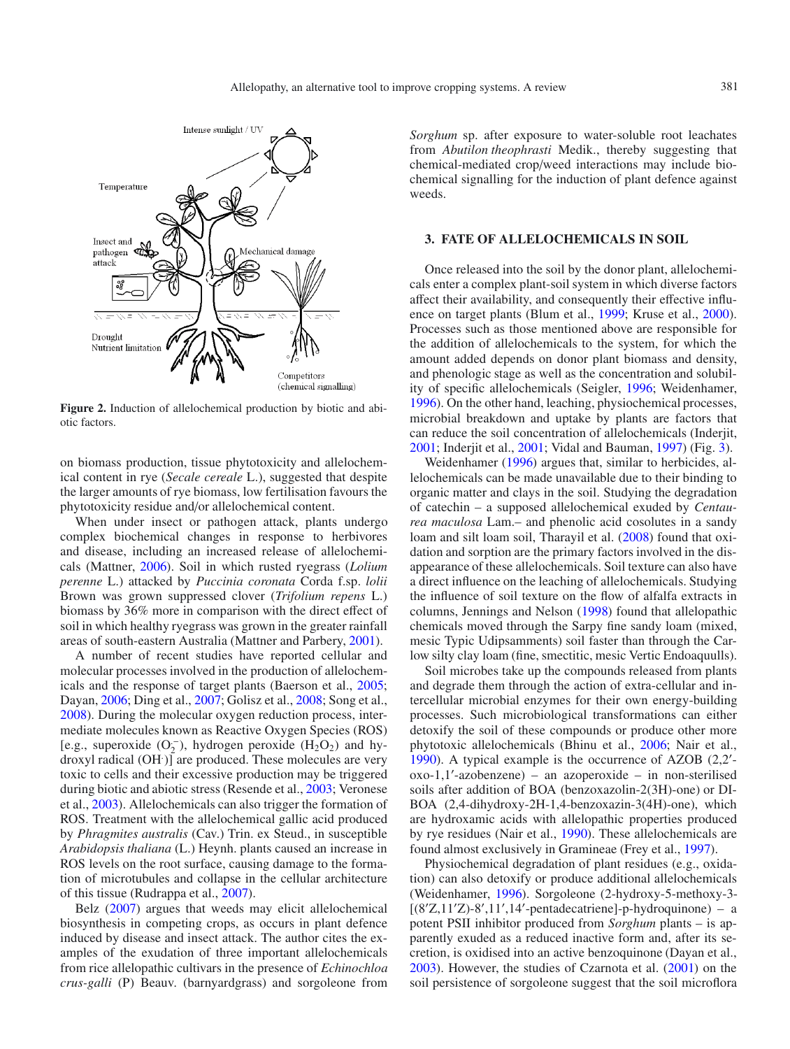Figure 2. Induction of allelochemical production by biotic and abiotic factors.

on biomass production, tissue phytotoxicity and allelochemical content in rye (*Secale cereale* L.), suggested that despite the larger amounts of rye biomass, low fertilisation favours the phytotoxicity residue and/or allelochemical content.

When under insect or pathogen attack, plants undergo complex biochemical changes in response to herbivores and disease, including an increased release of allelochemicals (Mattner, 2006). Soil in which rusted ryegrass (*Lolium perenne* L.) attacked by *Puccinia coronata* Corda f.sp. *lolii* Brown was grown suppressed clover (*Trifolium repens* L.) biomass by 36% more in comparison with the direct effect of soil in which healthy ryegrass was grown in the greater rainfall areas of south-eastern Australia (Mattner and Parbery, 2001).

A number of recent studies have reported cellular and molecular processes involved in the production of allelochemicals and the response of target plants (Baerson et al., 2005; Dayan, 2006; Ding et al., 2007; Golisz et al., 2008; Song et al., 2008). During the molecular oxygen reduction process, intermediate molecules known as Reactive Oxygen Species (ROS) [e.g., superoxide ($O_2^-$), hydrogen peroxide ($H_2O_2$) and hydroxyl radical ($OH^{\cdot}$)] are produced. These molecules are very toxic to cells and their excessive production may be triggered during biotic and abiotic stress (Resende et al., 2003; Veronese et al., 2003). Allelochemicals can also trigger the formation of ROS. Treatment with the allelochemical gallic acid produced by *Phragmites australis* (Cav.) Trin. ex Steud., in susceptible *Arabidopsis thaliana* (L.) Heynh. plants caused an increase in ROS levels on the root surface, causing damage to the formation of microtubules and collapse in the cellular architecture of this tissue (Rudrappa et al., 2007).

Belz (2007) argues that weeds may elicit allelochemical biosynthesis in competing crops, as occurs in plant defence induced by disease and insect attack. The author cites the examples of the exudation of three important allelochemicals from rice allelopathic cultivars in the presence of *Echinochloa crus-galli* (P) Beauv. (barnyardgrass) and sorgoleone from *Sorghum* sp. after exposure to water-soluble root leachates from *Abutilon theophrasti* Medik., thereby suggesting that chemical-mediated crop/weed interactions may include biochemical signalling for the induction of plant defence against weeds.

## 3. FATE OF ALLELOCHEMICALS IN SOIL

Once released into the soil by the donor plant, allelochemicals enter a complex plant-soil system in which diverse factors affect their availability, and consequently their effective influence on target plants (Blum et al., 1999; Kruse et al., 2000). Processes such as those mentioned above are responsible for the addition of allelochemicals to the system, for which the amount added depends on donor plant biomass and density, and phenologic stage as well as the concentration and solubility of specific allelochemicals (Seigler, 1996; Weidenhamer, 1996). On the other hand, leaching, physiochemical processes, microbial breakdown and uptake by plants are factors that can reduce the soil concentration of allelochemicals (Inderjit, 2001; Inderjit et al., 2001; Vidal and Bauman, 1997) (Fig. 3).

Weidenhamer (1996) argues that, similar to herbicides, allelochemicals can be made unavailable due to their binding to organic matter and clays in the soil. Studying the degradation of catechin – a supposed allelochemical exuded by *Centaurea maculosa* Lam.– and phenolic acid cosolutes in a sandy loam and silt loam soil, Tharayil et al. (2008) found that oxidation and sorption are the primary factors involved in the disappearance of these allelochemicals. Soil texture can also have a direct influence on the leaching of allelochemicals. Studying the influence of soil texture on the flow of alfalfa extracts in columns, Jennings and Nelson (1998) found that allelopathic chemicals moved through the Sarpy fine sandy loam (mixed, mesic Typic Udipsamments) soil faster than through the Carlow silty clay loam (fine, smectitic, mesic Vertic Endoaquulls).

Soil microbes take up the compounds released from plants and degrade them through the action of extra-cellular and intercellular microbial enzymes for their own energy-building processes. Such microbiological transformations can either detoxify the soil of these compounds or produce other more phytotoxic allelochemicals (Bhinu et al., 2006; Nair et al., 1990). A typical example is the occurrence of AZOB (2,2′-oxo-1,1′-azobenzene) – an azoperoxide – in non-sterilised soils after addition of BOA (benzoxazolin-2(3H)-one) or DIBOA (2,4-dihydroxy-2H-1,4-benzoxazin-3(4H)-one), which are hydroxamic acids with allelopathic properties produced by rye residues (Nair et al., 1990). These allelochemicals are found almost exclusively in Gramineae (Frey et al., 1997).

Physiochemical degradation of plant residues (e.g., oxidation) can also detoxify or produce additional allelochemicals (Weidenhamer, 1996). Sorgoleone (2-hydroxy-5-methoxy-3-[(8′Z,11′Z)-8′,11′,14′-pentadecatriene]-p-hydroquinone) – a potent PSII inhibitor produced from *Sorghum* plants – is apparently exuded as a reduced inactive form and, after its secretion, is oxidised into an active benzoquinone (Dayan et al., 2003). However, the studies of Czarnota et al. (2001) on the soil persistence of sorgoleone suggest that the soil microflora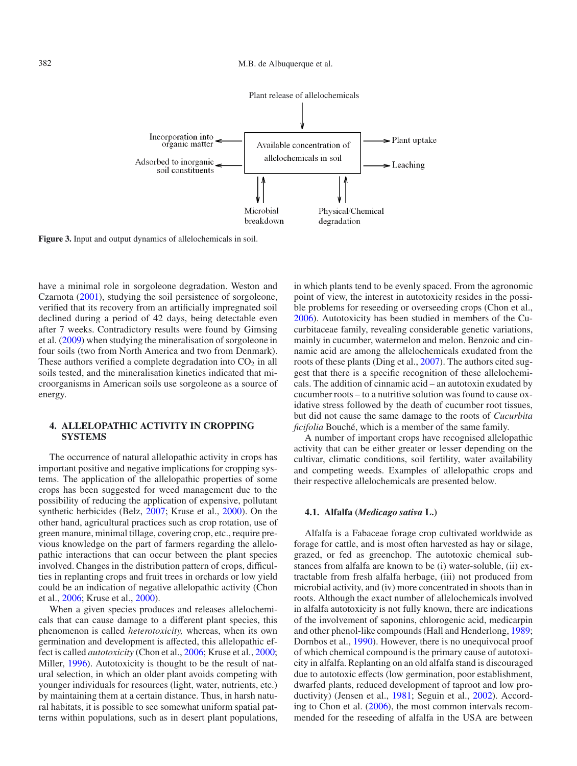Plant release of allelochemicals

Incorporation into organic matter

Adsorbed to inorganic soil constituents

Available concentration of allelochemicals in soil

Plant uptake

Leaching

Microbial breakdown

Physical/Chemical degradation

**Figure 3.** Input and output dynamics of allelochemicals in soil.

have a minimal role in sorgoleone degradation. Weston and Czarnota (2001), studying the soil persistence of sorgoleone, verified that its recovery from an artificially impregnated soil declined during a period of 42 days, being detectable even after 7 weeks. Contradictory results were found by Gimsing et al. (2009) when studying the mineralisation of sorgoleone in four soils (two from North America and two from Denmark). These authors verified a complete degradation into $CO_2$ in all soils tested, and the mineralisation kinetics indicated that microorganisms in American soils use sorgoleone as a source of energy.

## 4. ALLELOPATHIC ACTIVITY IN CROPPING SYSTEMS

The occurrence of natural allelopathic activity in crops has important positive and negative implications for cropping systems. The application of the allelopathic properties of some crops has been suggested for weed management due to the possibility of reducing the application of expensive, pollutant synthetic herbicides (Belz, 2007; Kruse et al., 2000). On the other hand, agricultural practices such as crop rotation, use of green manure, minimal tillage, covering crop, etc., require previous knowledge on the part of farmers regarding the allelopathic interactions that can occur between the plant species involved. Changes in the distribution pattern of crops, difficulties in replanting crops and fruit trees in orchards or low yield could be an indication of negative allelopathic activity (Chon et al., 2006; Kruse et al., 2000).

When a given species produces and releases allelochemicals that can cause damage to a different plant species, this phenomenon is called *heterotoxicity,* whereas, when its own germination and development is affected, this allelopathic effect is called *autotoxicity* (Chon et al., 2006; Kruse et al., 2000; Miller, 1996). Autotoxicity is thought to be the result of natural selection, in which an older plant avoids competing with younger individuals for resources (light, water, nutrients, etc.) by maintaining them at a certain distance. Thus, in harsh natural habitats, it is possible to see somewhat uniform spatial patterns within populations, such as in desert plant populations, in which plants tend to be evenly spaced. From the agronomic point of view, the interest in autotoxicity resides in the possible problems for reseeding or overseeding crops (Chon et al., 2006). Autotoxicity has been studied in members of the Cucurbitaceae family, revealing considerable genetic variations, mainly in cucumber, watermelon and melon. Benzoic and cinnamic acid are among the allelochemicals exuded from the roots of these plants (Ding et al., 2007). The authors cited suggest that there is a specific recognition of these allelochemicals. The addition of cinnamic acid – an autotoxin exuded by cucumber roots – to a nutritive solution was found to cause oxidative stress followed by the death of cucumber root tissues, but did not cause the same damage to the roots of *Cucurbita ficifolia* Bouché, which is a member of the same family.

A number of important crops have recognised allelopathic activity that can be either greater or lesser depending on the cultivar, climatic conditions, soil fertility, water availability and competing weeds. Examples of allelopathic crops and their respective allelochemicals are presented below.

### 4.1. Alfalfa (*Medicago sativa* L.)

Alfalfa is a Fabaceae forage crop cultivated worldwide as forage for cattle, and is most often harvested as hay or silage, grazed, or fed as greenchop. The autotoxic chemical substances from alfalfa are known to be (i) water-soluble, (ii) extractable from fresh alfalfa herbage, (iii) not produced from microbial activity, and (iv) more concentrated in shoots than in roots. Although the exact number of allelochemicals involved in alfalfa autotoxicity is not fully known, there are indications of the involvement of saponins, chlorogenic acid, medicarpin and other phenol-like compounds (Hall and Henderlong, 1989; Dornbos et al., 1990). However, there is no unequivocal proof of which chemical compound is the primary cause of autotoxicity in alfalfa. Replanting on an old alfalfa stand is discouraged due to autotoxic effects (low germination, poor establishment, dwarfed plants, reduced development of taproot and low productivity) (Jensen et al., 1981; Seguin et al., 2002). According to Chon et al. (2006), the most common intervals recommended for the reseeding of alfalfa in the USA are between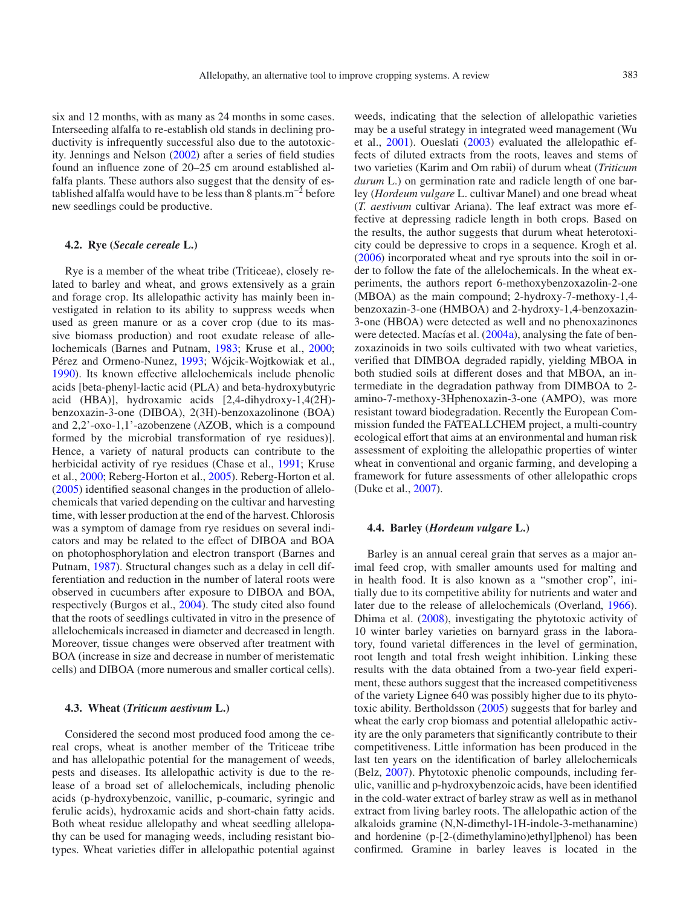six and 12 months, with as many as 24 months in some cases. Interseeding alfalfa to re-establish old stands in declining productivity is infrequently successful also due to the autotoxicity. Jennings and Nelson (2002) after a series of field studies found an influence zone of 20–25 cm around established alfalfa plants. These authors also suggest that the density of established alfalfa would have to be less than 8 plants.m$^{-2}$ before new seedlings could be productive.

### 4.2. Rye (*Secale cereale* L.)

Rye is a member of the wheat tribe (Triticeae), closely related to barley and wheat, and grows extensively as a grain and forage crop. Its allelopathic activity has mainly been investigated in relation to its ability to suppress weeds when used as green manure or as a cover crop (due to its massive biomass production) and root exudate release of allelochemicals (Barnes and Putnam, 1983; Kruse et al., 2000; Pérez and Ormeno-Nunez, 1993; Wójcik-Wojtkowiak et al., 1990). Its known effective allelochemicals include phenolic acids [beta-phenyl-lactic acid (PLA) and beta-hydroxybutyric acid (HBA)], hydroxamic acids [2,4-dihydroxy-1,4(2H)-benzoxazin-3-one (DIBOA), 2(3H)-benzoxazolinone (BOA) and 2,2'-oxo-1,1'-azobenzene (AZOB, which is a compound formed by the microbial transformation of rye residues)]. Hence, a variety of natural products can contribute to the herbicidal activity of rye residues (Chase et al., 1991; Kruse et al., 2000; Reberg-Horton et al., 2005). Reberg-Horton et al. (2005) identified seasonal changes in the production of allelochemicals that varied depending on the cultivar and harvesting time, with lesser production at the end of the harvest. Chlorosis was a symptom of damage from rye residues on several indicators and may be related to the effect of DIBOA and BOA on photophosphorylation and electron transport (Barnes and Putnam, 1987). Structural changes such as a delay in cell differentiation and reduction in the number of lateral roots were observed in cucumbers after exposure to DIBOA and BOA, respectively (Burgos et al., 2004). The study cited also found that the roots of seedlings cultivated in vitro in the presence of allelochemicals increased in diameter and decreased in length. Moreover, tissue changes were observed after treatment with BOA (increase in size and decrease in number of meristematic cells) and DIBOA (more numerous and smaller cortical cells).

### 4.3. Wheat (*Triticum aestivum* L.)

Considered the second most produced food among the cereal crops, wheat is another member of the Triticeae tribe and has allelopathic potential for the management of weeds, pests and diseases. Its allelopathic activity is due to the release of a broad set of allelochemicals, including phenolic acids (p-hydroxybenzoic, vanillic, p-coumaric, syringic and ferulic acids), hydroxamic acids and short-chain fatty acids. Both wheat residue allelopathy and wheat seedling allelopathy can be used for managing weeds, including resistant biotypes. Wheat varieties differ in allelopathic potential against weeds, indicating that the selection of allelopathic varieties may be a useful strategy in integrated weed management (Wu et al., 2001). Oueslati (2003) evaluated the allelopathic effects of diluted extracts from the roots, leaves and stems of two varieties (Karim and Om rabii) of durum wheat (*Triticum durum* L.) on germination rate and radicle length of one barley (*Hordeum vulgare* L. cultivar Manel) and one bread wheat (*T. aestivum* cultivar Ariana). The leaf extract was more effective at depressing radicle length in both crops. Based on the results, the author suggests that durum wheat heterotoxicity could be depressive to crops in a sequence. Krogh et al. (2006) incorporated wheat and rye sprouts into the soil in order to follow the fate of the allelochemicals. In the wheat experiments, the authors report 6-methoxybenzoxazolin-2-one (MBOA) as the main compound; 2-hydroxy-7-methoxy-1,4-benzoxazin-3-one (HMBOA) and 2-hydroxy-1,4-benzoxazin-3-one (HBOA) were detected as well and no phenoxazinones were detected. Macías et al. (2004a), analysing the fate of benzoxazinoids in two soils cultivated with two wheat varieties, verified that DIMBOA degraded rapidly, yielding MBOA in both studied soils at different doses and that MBOA, an intermediate in the degradation pathway from DIMBOA to 2-amino-7-methoxy-3Hphenoxazin-3-one (AMPO), was more resistant toward biodegradation. Recently the European Commission funded the FATEALLCHEM project, a multi-country ecological effort that aims at an environmental and human risk assessment of exploiting the allelopathic properties of winter wheat in conventional and organic farming, and developing a framework for future assessments of other allelopathic crops (Duke et al., 2007).

### 4.4. Barley (*Hordeum vulgare* L.)

Barley is an annual cereal grain that serves as a major animal feed crop, with smaller amounts used for malting and in health food. It is also known as a "smother crop", initially due to its competitive ability for nutrients and water and later due to the release of allelochemicals (Overland, 1966). Dhima et al. (2008), investigating the phytotoxic activity of 10 winter barley varieties on barnyard grass in the laboratory, found varietal differences in the level of germination, root length and total fresh weight inhibition. Linking these results with the data obtained from a two-year field experiment, these authors suggest that the increased competitiveness of the variety Lignee 640 was possibly higher due to its phytotoxic ability. Bertholdsson (2005) suggests that for barley and wheat the early crop biomass and potential allelopathic activity are the only parameters that significantly contribute to their competitiveness. Little information has been produced in the last ten years on the identification of barley allelochemicals (Belz, 2007). Phytotoxic phenolic compounds, including ferulic, vanillic and p-hydroxybenzoic acids, have been identified in the cold-water extract of barley straw as well as in methanol extract from living barley roots. The allelopathic action of the alkaloids gramine (N,N-dimethyl-1H-indole-3-methanamine) and hordenine (p-[2-(dimethylamino)ethyl]phenol) has been confirmed. Gramine in barley leaves is located in the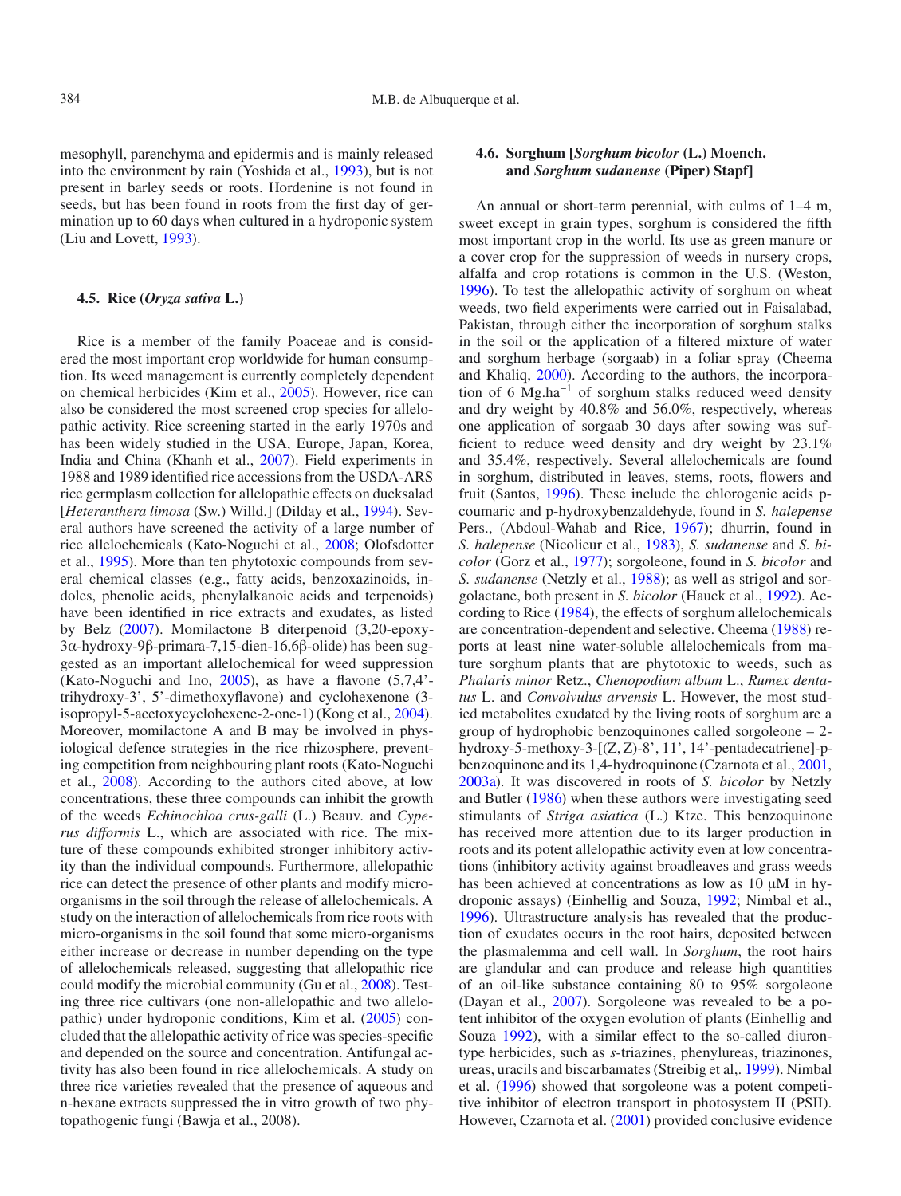mesophyll, parenchyma and epidermis and is mainly released into the environment by rain (Yoshida et al., 1993), but is not present in barley seeds or roots. Hordenine is not found in seeds, but has been found in roots from the first day of germination up to 60 days when cultured in a hydroponic system (Liu and Lovett, 1993).

### 4.5. Rice (*Oryza sativa* L.)

Rice is a member of the family Poaceae and is considered the most important crop worldwide for human consumption. Its weed management is currently completely dependent on chemical herbicides (Kim et al., 2005). However, rice can also be considered the most screened crop species for allelopathic activity. Rice screening started in the early 1970s and has been widely studied in the USA, Europe, Japan, Korea, India and China (Khanh et al., 2007). Field experiments in 1988 and 1989 identified rice accessions from the USDA-ARS rice germplasm collection for allelopathic effects on ducksalad [*Heteranthera limosa* (Sw.) Willd.] (Dilday et al., 1994). Several authors have screened the activity of a large number of rice allelochemicals (Kato-Noguchi et al., 2008; Olofsdotter et al., 1995). More than ten phytotoxic compounds from several chemical classes (e.g., fatty acids, benzoxazinoids, indoles, phenolic acids, phenylalkanoic acids and terpenoids) have been identified in rice extracts and exudates, as listed by Belz (2007). Momilactone B diterpenoid (3,20-epoxy-3α-hydroxy-9β-primara-7,15-dien-16,6β-olide) has been suggested as an important allelochemical for weed suppression (Kato-Noguchi and Ino, 2005), as have a flavone (5,7,4'-trihydroxy-3', 5'-dimethoxyflavone) and cyclohexenone (3-isopropyl-5-acetoxycyclohexene-2-one-1) (Kong et al., 2004). Moreover, momilactone A and B may be involved in physiological defence strategies in the rice rhizosphere, preventing competition from neighbouring plant roots (Kato-Noguchi et al., 2008). According to the authors cited above, at low concentrations, these three compounds can inhibit the growth of the weeds *Echinochloa crus-galli* (L.) Beauv. and *Cyperus difformis* L., which are associated with rice. The mixture of these compounds exhibited stronger inhibitory activity than the individual compounds. Furthermore, allelopathic rice can detect the presence of other plants and modify micro-organisms in the soil through the release of allelochemicals. A study on the interaction of allelochemicals from rice roots with micro-organisms in the soil found that some micro-organisms either increase or decrease in number depending on the type of allelochemicals released, suggesting that allelopathic rice could modify the microbial community (Gu et al., 2008). Testing three rice cultivars (one non-allelopathic and two allelopathic) under hydroponic conditions, Kim et al. (2005) concluded that the allelopathic activity of rice was species-specific and depended on the source and concentration. Antifungal activity has also been found in rice allelochemicals. A study on three rice varieties revealed that the presence of aqueous and n-hexane extracts suppressed the in vitro growth of two phytopathogenic fungi (Bawja et al., 2008).

### 4.6. Sorghum [*Sorghum bicolor* (L.) Moench. and *Sorghum sudanense* (Piper) Stapf]

An annual or short-term perennial, with culms of 1–4 m, sweet except in grain types, sorghum is considered the fifth most important crop in the world. Its use as green manure or a cover crop for the suppression of weeds in nursery crops, alfalfa and crop rotations is common in the U.S. (Weston, 1996). To test the allelopathic activity of sorghum on wheat weeds, two field experiments were carried out in Faisalabad, Pakistan, through either the incorporation of sorghum stalks in the soil or the application of a filtered mixture of water and sorghum herbage (sorgaab) in a foliar spray (Cheema and Khaliq, 2000). According to the authors, the incorporation of 6 $Mg.ha^{-1}$ of sorghum stalks reduced weed density and dry weight by 40.8% and 56.0%, respectively, whereas one application of sorgaab 30 days after sowing was sufficient to reduce weed density and dry weight by 23.1% and 35.4%, respectively. Several allelochemicals are found in sorghum, distributed in leaves, stems, roots, flowers and fruit (Santos, 1996). These include the chlorogenic acids p-coumaric and p-hydroxybenzaldehyde, found in *S. halepense* Pers., (Abdoul-Wahab and Rice, 1967); dhurrin, found in *S. halepense* (Nicolieur et al., 1983), *S. sudanense* and *S. bicolor* (Gorz et al., 1977); sorgoleone, found in *S. bicolor* and *S. sudanense* (Netzly et al., 1988); as well as strigol and sorgolactane, both present in *S. bicolor* (Hauck et al., 1992). According to Rice (1984), the effects of sorghum allelochemicals are concentration-dependent and selective. Cheema (1988) reports at least nine water-soluble allelochemicals from mature sorghum plants that are phytotoxic to weeds, such as *Phalaris minor* Retz., *Chenopodium album* L., *Rumex dentatus* L. and *Convolvulus arvensis* L. However, the most studied metabolites exudated by the living roots of sorghum are a group of hydrophobic benzoquinones called sorgoleone – 2-hydroxy-5-methoxy-3-[(Z, Z)-8', 11', 14'-pentadecatriene]-p-benzoquinone and its 1,4-hydroquinone (Czarnota et al., 2001, 2003a). It was discovered in roots of *S. bicolor* by Netzly and Butler (1986) when these authors were investigating seed stimulants of *Striga asiatica* (L.) Ktze. This benzoquinone has received more attention due to its larger production in roots and its potent allelopathic activity even at low concentrations (inhibitory activity against broadleaves and grass weeds has been achieved at concentrations as low as 10 μM in hydroponic assays) (Einhellig and Souza, 1992; Nimbal et al., 1996). Ultrastructure analysis has revealed that the production of exudates occurs in the root hairs, deposited between the plasmalemma and cell wall. In *Sorghum*, the root hairs are glandular and can produce and release high quantities of an oil-like substance containing 80 to 95% sorgoleone (Dayan et al., 2007). Sorgoleone was revealed to be a potent inhibitor of the oxygen evolution of plants (Einhellig and Souza 1992), with a similar effect to the so-called diuron-type herbicides, such as *s*-triazines, phenylureas, triazinones, ureas, uracils and biscarbamates (Streibig et al,. 1999). Nimbal et al. (1996) showed that sorgoleone was a potent competitive inhibitor of electron transport in photosystem II (PSII). However, Czarnota et al. (2001) provided conclusive evidence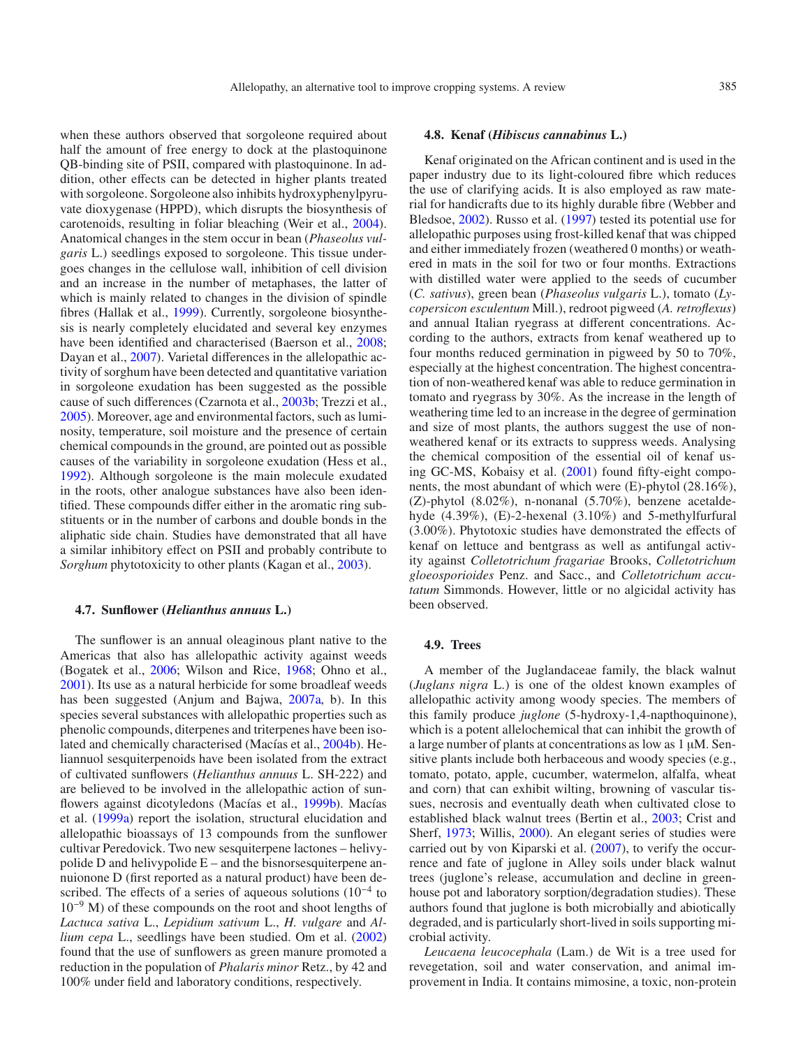when these authors observed that sorgoleone required about half the amount of free energy to dock at the plastoquinone QB-binding site of PSII, compared with plastoquinone. In addition, other effects can be detected in higher plants treated with sorgoleone. Sorgoleone also inhibits hydroxyphenylpyruvate dioxygenase (HPPD), which disrupts the biosynthesis of carotenoids, resulting in foliar bleaching (Weir et al., 2004). Anatomical changes in the stem occur in bean (*Phaseolus vulgaris* L.) seedlings exposed to sorgoleone. This tissue undergoes changes in the cellulose wall, inhibition of cell division and an increase in the number of metaphases, the latter of which is mainly related to changes in the division of spindle fibres (Hallak et al., 1999). Currently, sorgoleone biosynthesis is nearly completely elucidated and several key enzymes have been identified and characterised (Baerson et al., 2008; Dayan et al., 2007). Varietal differences in the allelopathic activity of sorghum have been detected and quantitative variation in sorgoleone exudation has been suggested as the possible cause of such differences (Czarnota et al., 2003b; Trezzi et al., 2005). Moreover, age and environmental factors, such as luminosity, temperature, soil moisture and the presence of certain chemical compounds in the ground, are pointed out as possible causes of the variability in sorgoleone exudation (Hess et al., 1992). Although sorgoleone is the main molecule exudated in the roots, other analogue substances have also been identified. These compounds differ either in the aromatic ring substituents or in the number of carbons and double bonds in the aliphatic side chain. Studies have demonstrated that all have a similar inhibitory effect on PSII and probably contribute to *Sorghum* phytotoxicity to other plants (Kagan et al., 2003).

### 4.7. Sunflower (*Helianthus annuus* L.)

The sunflower is an annual oleaginous plant native to the Americas that also has allelopathic activity against weeds (Bogatek et al., 2006; Wilson and Rice, 1968; Ohno et al., 2001). Its use as a natural herbicide for some broadleaf weeds has been suggested (Anjum and Bajwa, 2007a, b). In this species several substances with allelopathic properties such as phenolic compounds, diterpenes and triterpenes have been isolated and chemically characterised (Macías et al., 2004b). Heliannuol sesquiterpenoids have been isolated from the extract of cultivated sunflowers (*Helianthus annuus* L. SH-222) and are believed to be involved in the allelopathic action of sunflowers against dicotyledons (Macías et al., 1999b). Macías et al. (1999a) report the isolation, structural elucidation and allelopathic bioassays of 13 compounds from the sunflower cultivar Peredovick. Two new sesquiterpene lactones – helivypolide D and helivypolide E – and the bisnorsesquiterpene annuionone D (first reported as a natural product) have been described. The effects of a series of aqueous solutions ($10^{-4}$ to $10^{-9}$ M) of these compounds on the root and shoot lengths of *Lactuca sativa* L., *Lepidium sativum* L., *H. vulgare* and *Allium cepa* L., seedlings have been studied. Om et al. (2002) found that the use of sunflowers as green manure promoted a reduction in the population of *Phalaris minor* Retz., by 42 and 100% under field and laboratory conditions, respectively.

### 4.8. Kenaf (*Hibiscus cannabinus* L.)

Kenaf originated on the African continent and is used in the paper industry due to its light-coloured fibre which reduces the use of clarifying acids. It is also employed as raw material for handicrafts due to its highly durable fibre (Webber and Bledsoe, 2002). Russo et al. (1997) tested its potential use for allelopathic purposes using frost-killed kenaf that was chipped and either immediately frozen (weathered 0 months) or weathered in mats in the soil for two or four months. Extractions with distilled water were applied to the seeds of cucumber (*C. sativus*), green bean (*Phaseolus vulgaris* L.), tomato (*Lycopersicon esculentum* Mill.), redroot pigweed (*A. retroflexus*) and annual Italian ryegrass at different concentrations. According to the authors, extracts from kenaf weathered up to four months reduced germination in pigweed by 50 to 70%, especially at the highest concentration. The highest concentration of non-weathered kenaf was able to reduce germination in tomato and ryegrass by 30%. As the increase in the length of weathering time led to an increase in the degree of germination and size of most plants, the authors suggest the use of non-weathered kenaf or its extracts to suppress weeds. Analysing the chemical composition of the essential oil of kenaf using GC-MS, Kobaisy et al. (2001) found fifty-eight components, the most abundant of which were (E)-phytol (28.16%), (Z)-phytol (8.02%), n-nonanal (5.70%), benzene acetaldehyde (4.39%), (E)-2-hexenal (3.10%) and 5-methylfurfural (3.00%). Phytotoxic studies have demonstrated the effects of kenaf on lettuce and bentgrass as well as antifungal activity against *Colletotrichum fragariae* Brooks, *Colletotrichum gloeosporioides* Penz. and Sacc., and *Colletotrichum accutatum* Simmonds. However, little or no algicidal activity has been observed.

### 4.9. Trees

A member of the Juglandaceae family, the black walnut (*Juglans nigra* L.) is one of the oldest known examples of allelopathic activity among woody species. The members of this family produce *juglone* (5-hydroxy-1,4-napthoquinone), which is a potent allelochemical that can inhibit the growth of a large number of plants at concentrations as low as 1 μM. Sensitive plants include both herbaceous and woody species (e.g., tomato, potato, apple, cucumber, watermelon, alfalfa, wheat and corn) that can exhibit wilting, browning of vascular tissues, necrosis and eventually death when cultivated close to established black walnut trees (Bertin et al., 2003; Crist and Sherf, 1973; Willis, 2000). An elegant series of studies were carried out by von Kiparski et al. (2007), to verify the occurrence and fate of juglone in Alley soils under black walnut trees (juglone's release, accumulation and decline in greenhouse pot and laboratory sorption/degradation studies). These authors found that juglone is both microbially and abiotically degraded, and is particularly short-lived in soils supporting microbial activity.

*Leucaena leucocephala* (Lam.) de Wit is a tree used for revegetation, soil and water conservation, and animal improvement in India. It contains mimosine, a toxic, non-protein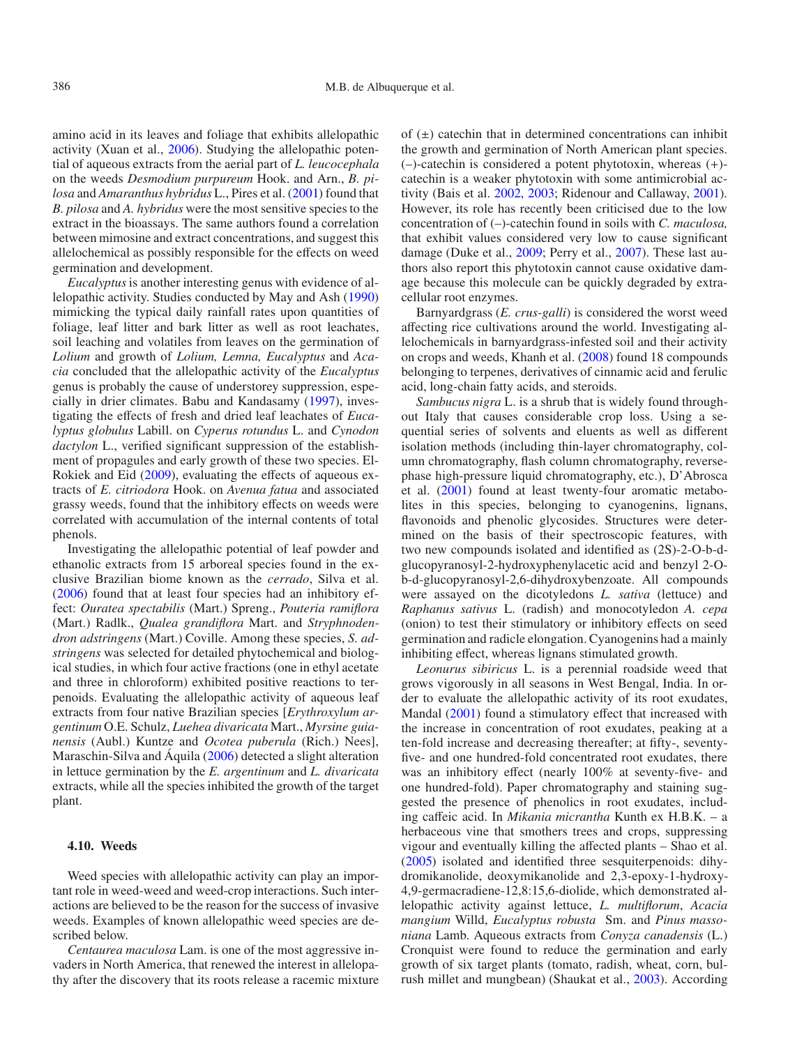amino acid in its leaves and foliage that exhibits allelopathic activity (Xuan et al., 2006). Studying the allelopathic potential of aqueous extracts from the aerial part of *L. leucocephala* on the weeds *Desmodium purpureum* Hook. and Arn., *B. pilosa* and *Amaranthus hybridus* L., Pires et al. (2001) found that *B. pilosa* and *A. hybridus* were the most sensitive species to the extract in the bioassays. The same authors found a correlation between mimosine and extract concentrations, and suggest this allelochemical as possibly responsible for the effects on weed germination and development.

*Eucalyptus* is another interesting genus with evidence of allelopathic activity. Studies conducted by May and Ash (1990) mimicking the typical daily rainfall rates upon quantities of foliage, leaf litter and bark litter as well as root leachates, soil leaching and volatiles from leaves on the germination of *Lolium* and growth of *Lolium, Lemna, Eucalyptus* and *Acacia* concluded that the allelopathic activity of the *Eucalyptus* genus is probably the cause of understorey suppression, especially in drier climates. Babu and Kandasamy (1997), investigating the effects of fresh and dried leaf leachates of *Eucalyptus globulus* Labill. on *Cyperus rotundus* L. and *Cynodon dactylon* L., verified significant suppression of the establishment of propagules and early growth of these two species. El-Rokiek and Eid (2009), evaluating the effects of aqueous extracts of *E. citriodora* Hook. on *Avenua fatua* and associated grassy weeds, found that the inhibitory effects on weeds were correlated with accumulation of the internal contents of total phenols.

Investigating the allelopathic potential of leaf powder and ethanolic extracts from 15 arboreal species found in the exclusive Brazilian biome known as the *cerrado*, Silva et al. (2006) found that at least four species had an inhibitory effect: *Ouratea spectabilis* (Mart.) Spreng., *Pouteria ramiflora* (Mart.) Radlk., *Qualea grandiflora* Mart. and *Stryphnodendron adstringens* (Mart.) Coville. Among these species, *S. adstringens* was selected for detailed phytochemical and biological studies, in which four active fractions (one in ethyl acetate and three in chloroform) exhibited positive reactions to terpenoids. Evaluating the allelopathic activity of aqueous leaf extracts from four native Brazilian species [*Erythroxylum argentinum* O.E. Schulz, *Luehea divaricata* Mart., *Myrsine guianensis* (Aubl.) Kuntze and *Ocotea puberula* (Rich.) Nees], Maraschin-Silva and Áquila (2006) detected a slight alteration in lettuce germination by the *E. argentinum* and *L. divaricata* extracts, while all the species inhibited the growth of the target plant.

### 4.10. Weeds

Weed species with allelopathic activity can play an important role in weed-weed and weed-crop interactions. Such interactions are believed to be the reason for the success of invasive weeds. Examples of known allelopathic weed species are described below.

*Centaurea maculosa* Lam. is one of the most aggressive invaders in North America, that renewed the interest in allelopathy after the discovery that its roots release a racemic mixture of (±) catechin that in determined concentrations can inhibit the growth and germination of North American plant species. (–)-catechin is considered a potent phytotoxin, whereas (+)-catechin is a weaker phytotoxin with some antimicrobial activity (Bais et al. 2002, 2003; Ridenour and Callaway, 2001). However, its role has recently been criticised due to the low concentration of (–)-catechin found in soils with *C. maculosa,* that exhibit values considered very low to cause significant damage (Duke et al., 2009; Perry et al., 2007). These last authors also report this phytotoxin cannot cause oxidative damage because this molecule can be quickly degraded by extracellular root enzymes.

Barnyardgrass (*E. crus-galli*) is considered the worst weed affecting rice cultivations around the world. Investigating allelochemicals in barnyardgrass-infested soil and their activity on crops and weeds, Khanh et al. (2008) found 18 compounds belonging to terpenes, derivatives of cinnamic acid and ferulic acid, long-chain fatty acids, and steroids.

*Sambucus nigra* L. is a shrub that is widely found throughout Italy that causes considerable crop loss. Using a sequential series of solvents and eluents as well as different isolation methods (including thin-layer chromatography, column chromatography, flash column chromatography, reverse-phase high-pressure liquid chromatography, etc.), D'Abrosca et al. (2001) found at least twenty-four aromatic metabolites in this species, belonging to cyanogenins, lignans, flavonoids and phenolic glycosides. Structures were determined on the basis of their spectroscopic features, with two new compounds isolated and identified as (2S)-2-O-b-d-glucopyranosyl-2-hydroxyphenylacetic acid and benzyl 2-O-b-d-glucopyranosyl-2,6-dihydroxybenzoate. All compounds were assayed on the dicotyledons *L. sativa* (lettuce) and *Raphanus sativus* L. (radish) and monocotyledon *A. cepa* (onion) to test their stimulatory or inhibitory effects on seed germination and radicle elongation. Cyanogenins had a mainly inhibiting effect, whereas lignans stimulated growth.

*Leonurus sibiricus* L. is a perennial roadside weed that grows vigorously in all seasons in West Bengal, India. In order to evaluate the allelopathic activity of its root exudates, Mandal (2001) found a stimulatory effect that increased with the increase in concentration of root exudates, peaking at a ten-fold increase and decreasing thereafter; at fifty-, seventy-five- and one hundred-fold concentrated root exudates, there was an inhibitory effect (nearly 100% at seventy-five- and one hundred-fold). Paper chromatography and staining suggested the presence of phenolics in root exudates, including caffeic acid. In *Mikania micrantha* Kunth ex H.B.K. – a herbaceous vine that smothers trees and crops, suppressing vigour and eventually killing the affected plants – Shao et al. (2005) isolated and identified three sesquiterpenoids: dihydromikanolide, deoxymikanolide and 2,3-epoxy-1-hydroxy-4,9-germacradiene-12,8:15,6-diolide, which demonstrated allelopathic activity against lettuce, *L. multiflorum*, *Acacia mangium* Willd, *Eucalyptus robusta* Sm. and *Pinus massoniana* Lamb. Aqueous extracts from *Conyza canadensis* (L.) Cronquist were found to reduce the germination and early growth of six target plants (tomato, radish, wheat, corn, bulrush millet and mungbean) (Shaukat et al., 2003). According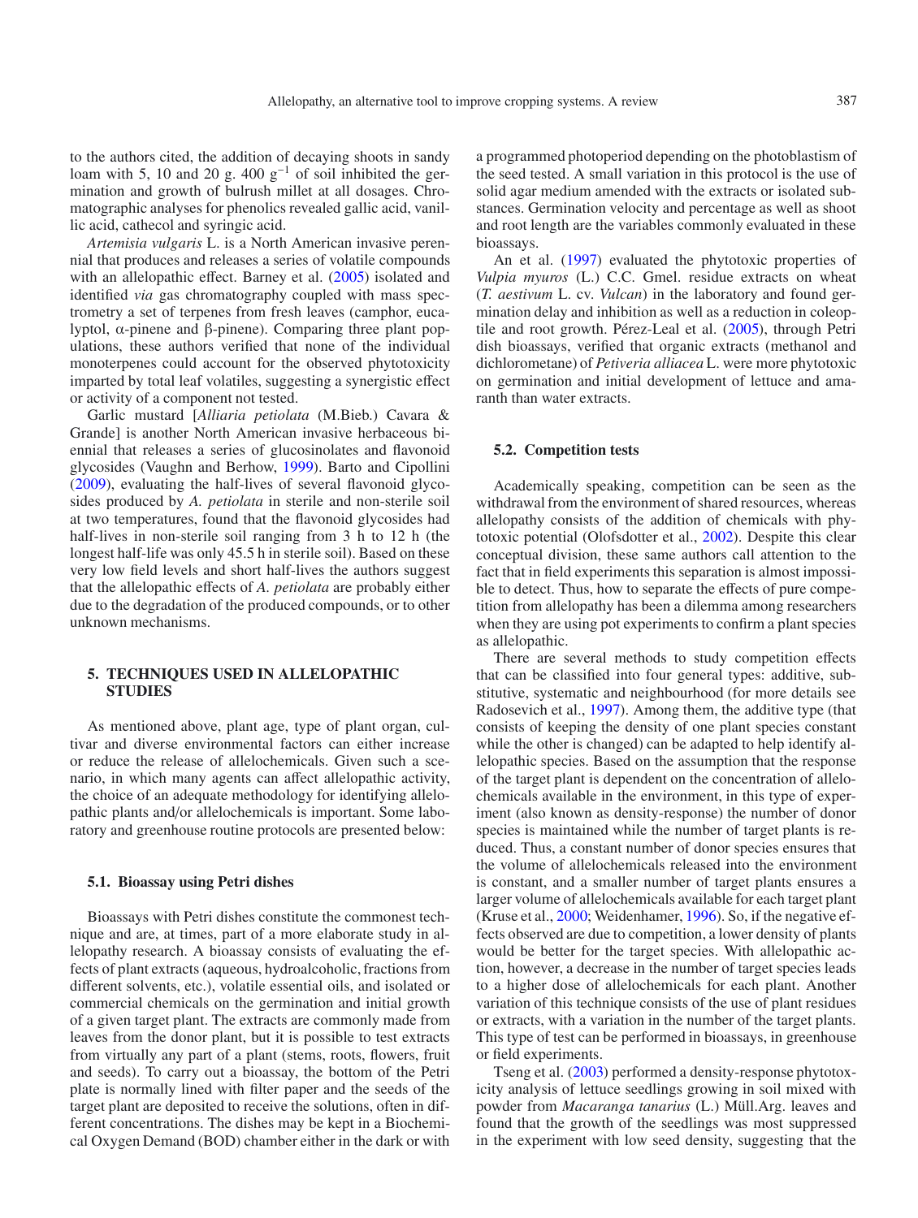to the authors cited, the addition of decaying shoots in sandy loam with 5, 10 and 20 g. 400 $g^{-1}$ of soil inhibited the germination and growth of bulrush millet at all dosages. Chromatographic analyses for phenolics revealed gallic acid, vanillic acid, cathecol and syringic acid.

*Artemisia vulgaris* L. is a North American invasive perennial that produces and releases a series of volatile compounds with an allelopathic effect. Barney et al. (2005) isolated and identified *via* gas chromatography coupled with mass spectrometry a set of terpenes from fresh leaves (camphor, eucalyptol, α-pinene and β-pinene). Comparing three plant populations, these authors verified that none of the individual monoterpenes could account for the observed phytotoxicity imparted by total leaf volatiles, suggesting a synergistic effect or activity of a component not tested.

Garlic mustard [*Alliaria petiolata* (M.Bieb.) Cavara & Grande] is another North American invasive herbaceous biennial that releases a series of glucosinolates and flavonoid glycosides (Vaughn and Berhow, 1999). Barto and Cipollini (2009), evaluating the half-lives of several flavonoid glycosides produced by *A. petiolata* in sterile and non-sterile soil at two temperatures, found that the flavonoid glycosides had half-lives in non-sterile soil ranging from 3 h to 12 h (the longest half-life was only 45.5 h in sterile soil). Based on these very low field levels and short half-lives the authors suggest that the allelopathic effects of *A. petiolata* are probably either due to the degradation of the produced compounds, or to other unknown mechanisms.

## 5. TECHNIQUES USED IN ALLELOPATHIC STUDIES

As mentioned above, plant age, type of plant organ, cultivar and diverse environmental factors can either increase or reduce the release of allelochemicals. Given such a scenario, in which many agents can affect allelopathic activity, the choice of an adequate methodology for identifying allelopathic plants and/or allelochemicals is important. Some laboratory and greenhouse routine protocols are presented below:

### 5.1. Bioassay using Petri dishes

Bioassays with Petri dishes constitute the commonest technique and are, at times, part of a more elaborate study in allelopathy research. A bioassay consists of evaluating the effects of plant extracts (aqueous, hydroalcoholic, fractions from different solvents, etc.), volatile essential oils, and isolated or commercial chemicals on the germination and initial growth of a given target plant. The extracts are commonly made from leaves from the donor plant, but it is possible to test extracts from virtually any part of a plant (stems, roots, flowers, fruit and seeds). To carry out a bioassay, the bottom of the Petri plate is normally lined with filter paper and the seeds of the target plant are deposited to receive the solutions, often in different concentrations. The dishes may be kept in a Biochemical Oxygen Demand (BOD) chamber either in the dark or with a programmed photoperiod depending on the photoblastism of the seed tested. A small variation in this protocol is the use of solid agar medium amended with the extracts or isolated substances. Germination velocity and percentage as well as shoot and root length are the variables commonly evaluated in these bioassays.

An et al. (1997) evaluated the phytotoxic properties of *Vulpia myuros* (L.) C.C. Gmel. residue extracts on wheat (*T. aestivum* L. cv. *Vulcan*) in the laboratory and found germination delay and inhibition as well as a reduction in coleoptile and root growth. Pérez-Leal et al. (2005), through Petri dish bioassays, verified that organic extracts (methanol and dichlorometane) of *Petiveria alliacea* L. were more phytotoxic on germination and initial development of lettuce and amaranth than water extracts.

### 5.2. Competition tests

Academically speaking, competition can be seen as the withdrawal from the environment of shared resources, whereas allelopathy consists of the addition of chemicals with phytotoxic potential (Olofsdotter et al., 2002). Despite this clear conceptual division, these same authors call attention to the fact that in field experiments this separation is almost impossible to detect. Thus, how to separate the effects of pure competition from allelopathy has been a dilemma among researchers when they are using pot experiments to confirm a plant species as allelopathic.

There are several methods to study competition effects that can be classified into four general types: additive, substitutive, systematic and neighbourhood (for more details see Radosevich et al., 1997). Among them, the additive type (that consists of keeping the density of one plant species constant while the other is changed) can be adapted to help identify allelopathic species. Based on the assumption that the response of the target plant is dependent on the concentration of allelochemicals available in the environment, in this type of experiment (also known as density-response) the number of donor species is maintained while the number of target plants is reduced. Thus, a constant number of donor species ensures that the volume of allelochemicals released into the environment is constant, and a smaller number of target plants ensures a larger volume of allelochemicals available for each target plant (Kruse et al., 2000; Weidenhamer, 1996). So, if the negative effects observed are due to competition, a lower density of plants would be better for the target species. With allelopathic action, however, a decrease in the number of target species leads to a higher dose of allelochemicals for each plant. Another variation of this technique consists of the use of plant residues or extracts, with a variation in the number of the target plants. This type of test can be performed in bioassays, in greenhouse or field experiments.

Tseng et al. (2003) performed a density-response phytotoxicity analysis of lettuce seedlings growing in soil mixed with powder from *Macaranga tanarius* (L.) Müll.Arg. leaves and found that the growth of the seedlings was most suppressed in the experiment with low seed density, suggesting that the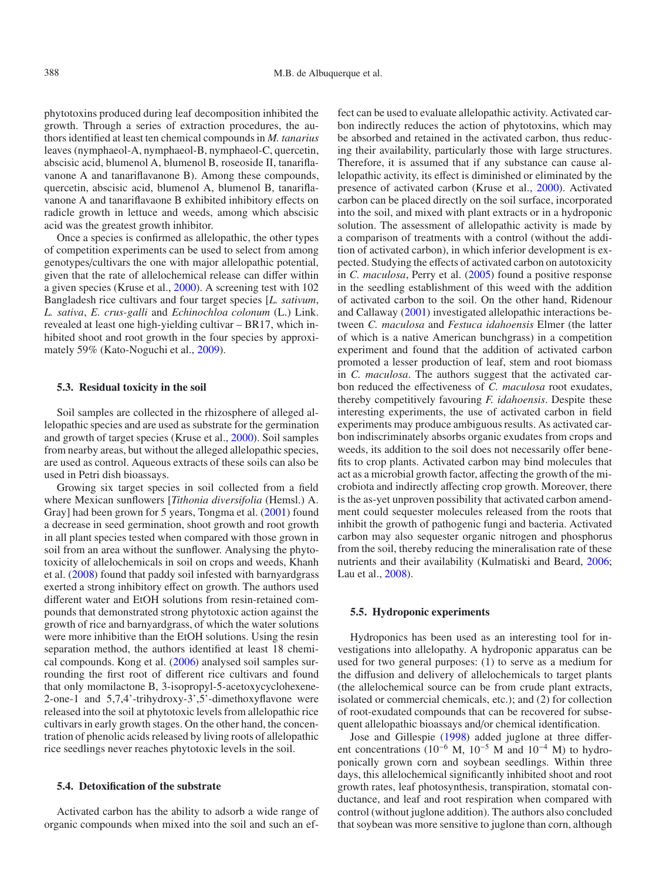phytotoxins produced during leaf decomposition inhibited the growth. Through a series of extraction procedures, the authors identified at least ten chemical compounds in *M. tanarius* leaves (nymphaeol-A, nymphaeol-B, nymphaeol-C, quercetin, abscisic acid, blumenol A, blumenol B, roseoside II, tanariflavanone A and tanariflavanone B). Among these compounds, quercetin, abscisic acid, blumenol A, blumenol B, tanariflavanone A and tanariflavaone B exhibited inhibitory effects on radicle growth in lettuce and weeds, among which abscisic acid was the greatest growth inhibitor.

Once a species is confirmed as allelopathic, the other types of competition experiments can be used to select from among genotypes/cultivars the one with major allelopathic potential, given that the rate of allelochemical release can differ within a given species (Kruse et al., 2000). A screening test with 102 Bangladesh rice cultivars and four target species [*L. sativum*, *L. sativa*, *E. crus-galli* and *Echinochloa colonum* (L.) Link. revealed at least one high-yielding cultivar – BR17, which inhibited shoot and root growth in the four species by approximately 59% (Kato-Noguchi et al., 2009).

### 5.3. Residual toxicity in the soil

Soil samples are collected in the rhizosphere of alleged allelopathic species and are used as substrate for the germination and growth of target species (Kruse et al., 2000). Soil samples from nearby areas, but without the alleged allelopathic species, are used as control. Aqueous extracts of these soils can also be used in Petri dish bioassays.

Growing six target species in soil collected from a field where Mexican sunflowers [*Tithonia diversifolia* (Hemsl.) A. Gray] had been grown for 5 years, Tongma et al. (2001) found a decrease in seed germination, shoot growth and root growth in all plant species tested when compared with those grown in soil from an area without the sunflower. Analysing the phytotoxicity of allelochemicals in soil on crops and weeds, Khanh et al. (2008) found that paddy soil infested with barnyardgrass exerted a strong inhibitory effect on growth. The authors used different water and EtOH solutions from resin-retained compounds that demonstrated strong phytotoxic action against the growth of rice and barnyardgrass, of which the water solutions were more inhibitive than the EtOH solutions. Using the resin separation method, the authors identified at least 18 chemical compounds. Kong et al. (2006) analysed soil samples surrounding the first root of different rice cultivars and found that only momilactone B, 3-isopropyl-5-acetoxycyclohexene-2-one-1 and 5,7,4'-trihydroxy-3',5'-dimethoxyflavone were released into the soil at phytotoxic levels from allelopathic rice cultivars in early growth stages. On the other hand, the concentration of phenolic acids released by living roots of allelopathic rice seedlings never reaches phytotoxic levels in the soil.

### 5.4. Detoxification of the substrate

Activated carbon has the ability to adsorb a wide range of organic compounds when mixed into the soil and such an effect can be used to evaluate allelopathic activity. Activated carbon indirectly reduces the action of phytotoxins, which may be absorbed and retained in the activated carbon, thus reducing their availability, particularly those with large structures. Therefore, it is assumed that if any substance can cause allelopathic activity, its effect is diminished or eliminated by the presence of activated carbon (Kruse et al., 2000). Activated carbon can be placed directly on the soil surface, incorporated into the soil, and mixed with plant extracts or in a hydroponic solution. The assessment of allelopathic activity is made by a comparison of treatments with a control (without the addition of activated carbon), in which inferior development is expected. Studying the effects of activated carbon on autotoxicity in *C. maculosa*, Perry et al. (2005) found a positive response in the seedling establishment of this weed with the addition of activated carbon to the soil. On the other hand, Ridenour and Callaway (2001) investigated allelopathic interactions between *C. maculosa* and *Festuca idahoensis* Elmer (the latter of which is a native American bunchgrass) in a competition experiment and found that the addition of activated carbon promoted a lesser production of leaf, stem and root biomass in *C. maculosa*. The authors suggest that the activated carbon reduced the effectiveness of *C. maculosa* root exudates, thereby competitively favouring *F. idahoensis*. Despite these interesting experiments, the use of activated carbon in field experiments may produce ambiguous results. As activated carbon indiscriminately absorbs organic exudates from crops and weeds, its addition to the soil does not necessarily offer benefits to crop plants. Activated carbon may bind molecules that act as a microbial growth factor, affecting the growth of the microbiota and indirectly affecting crop growth. Moreover, there is the as-yet unproven possibility that activated carbon amendment could sequester molecules released from the roots that inhibit the growth of pathogenic fungi and bacteria. Activated carbon may also sequester organic nitrogen and phosphorus from the soil, thereby reducing the mineralisation rate of these nutrients and their availability (Kulmatiski and Beard, 2006; Lau et al., 2008).

### 5.5. Hydroponic experiments

Hydroponics has been used as an interesting tool for investigations into allelopathy. A hydroponic apparatus can be used for two general purposes: (1) to serve as a medium for the diffusion and delivery of allelochemicals to target plants (the allelochemical source can be from crude plant extracts, isolated or commercial chemicals, etc.); and (2) for collection of root-exudated compounds that can be recovered for subsequent allelopathic bioassays and/or chemical identification.

Jose and Gillespie (1998) added juglone at three different concentrations ($10^{-6}$ M, $10^{-5}$ M and $10^{-4}$ M) to hydroponically grown corn and soybean seedlings. Within three days, this allelochemical significantly inhibited shoot and root growth rates, leaf photosynthesis, transpiration, stomatal conductance, and leaf and root respiration when compared with control (without juglone addition). The authors also concluded that soybean was more sensitive to juglone than corn, although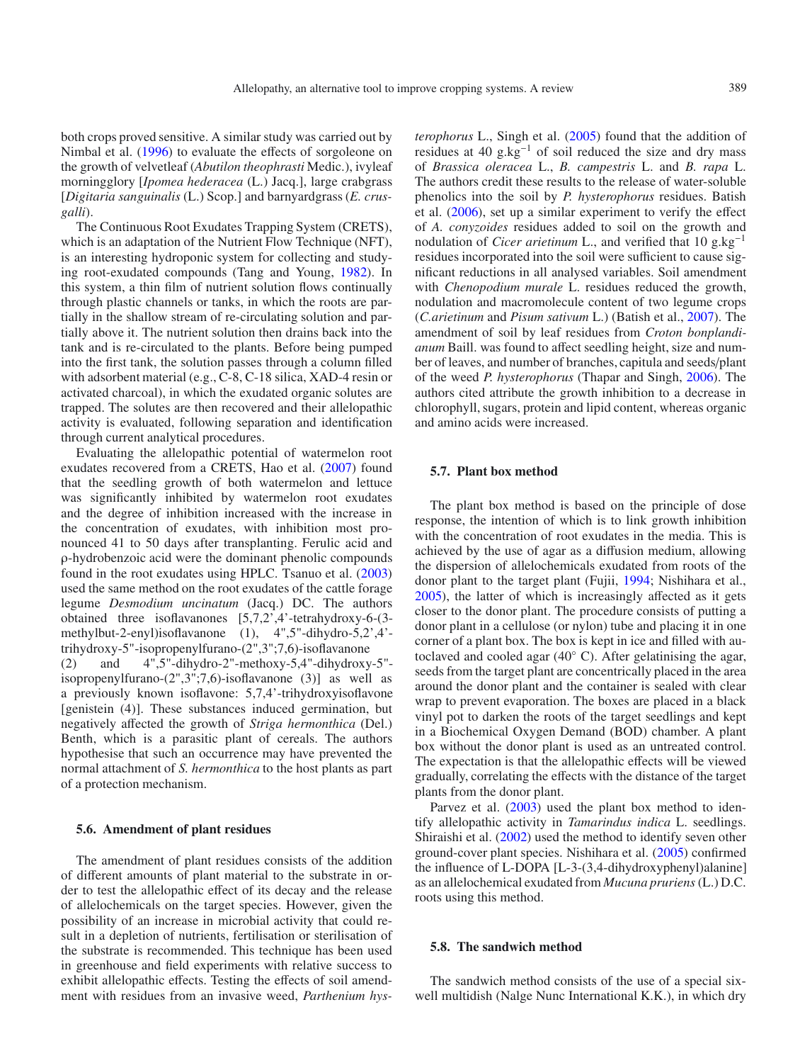both crops proved sensitive. A similar study was carried out by Nimbal et al. (1996) to evaluate the effects of sorgoleone on the growth of velvetleaf (*Abutilon theophrasti* Medic.), ivyleaf morningglory [*Ipomea hederacea* (L.) Jacq.], large crabgrass [*Digitaria sanguinalis* (L.) Scop.] and barnyardgrass (*E. crus-galli*).

The Continuous Root Exudates Trapping System (CRETS), which is an adaptation of the Nutrient Flow Technique (NFT), is an interesting hydroponic system for collecting and studying root-exudated compounds (Tang and Young, 1982). In this system, a thin film of nutrient solution flows continually through plastic channels or tanks, in which the roots are partially in the shallow stream of re-circulating solution and partially above it. The nutrient solution then drains back into the tank and is re-circulated to the plants. Before being pumped into the first tank, the solution passes through a column filled with adsorbent material (e.g., C-8, C-18 silica, XAD-4 resin or activated charcoal), in which the exudated organic solutes are trapped. The solutes are then recovered and their allelopathic activity is evaluated, following separation and identification through current analytical procedures.

Evaluating the allelopathic potential of watermelon root exudates recovered from a CRETS, Hao et al. (2007) found that the seedling growth of both watermelon and lettuce was significantly inhibited by watermelon root exudates and the degree of inhibition increased with the increase in the concentration of exudates, with inhibition most pronounced 41 to 50 days after transplanting. Ferulic acid and ρ-hydrobenzoic acid were the dominant phenolic compounds found in the root exudates using HPLC. Tsanuo et al. (2003) used the same method on the root exudates of the cattle forage legume *Desmodium uncinatum* (Jacq.) DC. The authors obtained three isoflavanones [5,7,2',4'-tetrahydroxy-6-(3-methylbut-2-enyl)isoflavanone (1), 4",5"-dihydro-5,2',4'-trihydroxy-5"-isopropenylfurano-(2",3";7,6)-isoflavanone (2) and 4",5"-dihydro-2"-methoxy-5,4"-dihydroxy-5"-isopropenylfurano-(2",3";7,6)-isoflavanone (3)] as well as a previously known isoflavone: 5,7,4'-trihydroxyisoflavone [genistein (4)]. These substances induced germination, but negatively affected the growth of *Striga hermonthica* (Del.) Benth, which is a parasitic plant of cereals. The authors hypothesise that such an occurrence may have prevented the normal attachment of *S. hermonthica* to the host plants as part of a protection mechanism.

### 5.6. Amendment of plant residues

The amendment of plant residues consists of the addition of different amounts of plant material to the substrate in order to test the allelopathic effect of its decay and the release of allelochemicals on the target species. However, given the possibility of an increase in microbial activity that could result in a depletion of nutrients, fertilisation or sterilisation of the substrate is recommended. This technique has been used in greenhouse and field experiments with relative success to exhibit allelopathic effects. Testing the effects of soil amendment with residues from an invasive weed, *Parthenium hysterophorus* L., Singh et al. (2005) found that the addition of residues at 40 g.kg$^{-1}$ of soil reduced the size and dry mass of *Brassica oleracea* L., *B. campestris* L. and *B. rapa* L. The authors credit these results to the release of water-soluble phenolics into the soil by *P. hysterophorus* residues. Batish et al. (2006), set up a similar experiment to verify the effect of *A. conyzoides* residues added to soil on the growth and nodulation of *Cicer arietinum* L., and verified that 10 g.kg$^{-1}$ residues incorporated into the soil were sufficient to cause significant reductions in all analysed variables. Soil amendment with *Chenopodium murale* L. residues reduced the growth, nodulation and macromolecule content of two legume crops (*C.arietinum* and *Pisum sativum* L.) (Batish et al., 2007). The amendment of soil by leaf residues from *Croton bonplandianum* Baill. was found to affect seedling height, size and number of leaves, and number of branches, capitula and seeds/plant of the weed *P. hysterophorus* (Thapar and Singh, 2006). The authors cited attribute the growth inhibition to a decrease in chlorophyll, sugars, protein and lipid content, whereas organic and amino acids were increased.

### 5.7. Plant box method

The plant box method is based on the principle of dose response, the intention of which is to link growth inhibition with the concentration of root exudates in the media. This is achieved by the use of agar as a diffusion medium, allowing the dispersion of allelochemicals exudated from roots of the donor plant to the target plant (Fujii, 1994; Nishihara et al., 2005), the latter of which is increasingly affected as it gets closer to the donor plant. The procedure consists of putting a donor plant in a cellulose (or nylon) tube and placing it in one corner of a plant box. The box is kept in ice and filled with autoclaved and cooled agar (40° C). After gelatinising the agar, seeds from the target plant are concentrically placed in the area around the donor plant and the container is sealed with clear wrap to prevent evaporation. The boxes are placed in a black vinyl pot to darken the roots of the target seedlings and kept in a Biochemical Oxygen Demand (BOD) chamber. A plant box without the donor plant is used as an untreated control. The expectation is that the allelopathic effects will be viewed gradually, correlating the effects with the distance of the target plants from the donor plant.

Parvez et al. (2003) used the plant box method to identify allelopathic activity in *Tamarindus indica* L. seedlings. Shiraishi et al. (2002) used the method to identify seven other ground-cover plant species. Nishihara et al. (2005) confirmed the influence of L-DOPA [L-3-(3,4-dihydroxyphenyl)alanine] as an allelochemical exudated from *Mucuna pruriens* (L.) D.C. roots using this method.

### 5.8. The sandwich method

The sandwich method consists of the use of a special six-well multidish (Nalge Nunc International K.K.), in which dry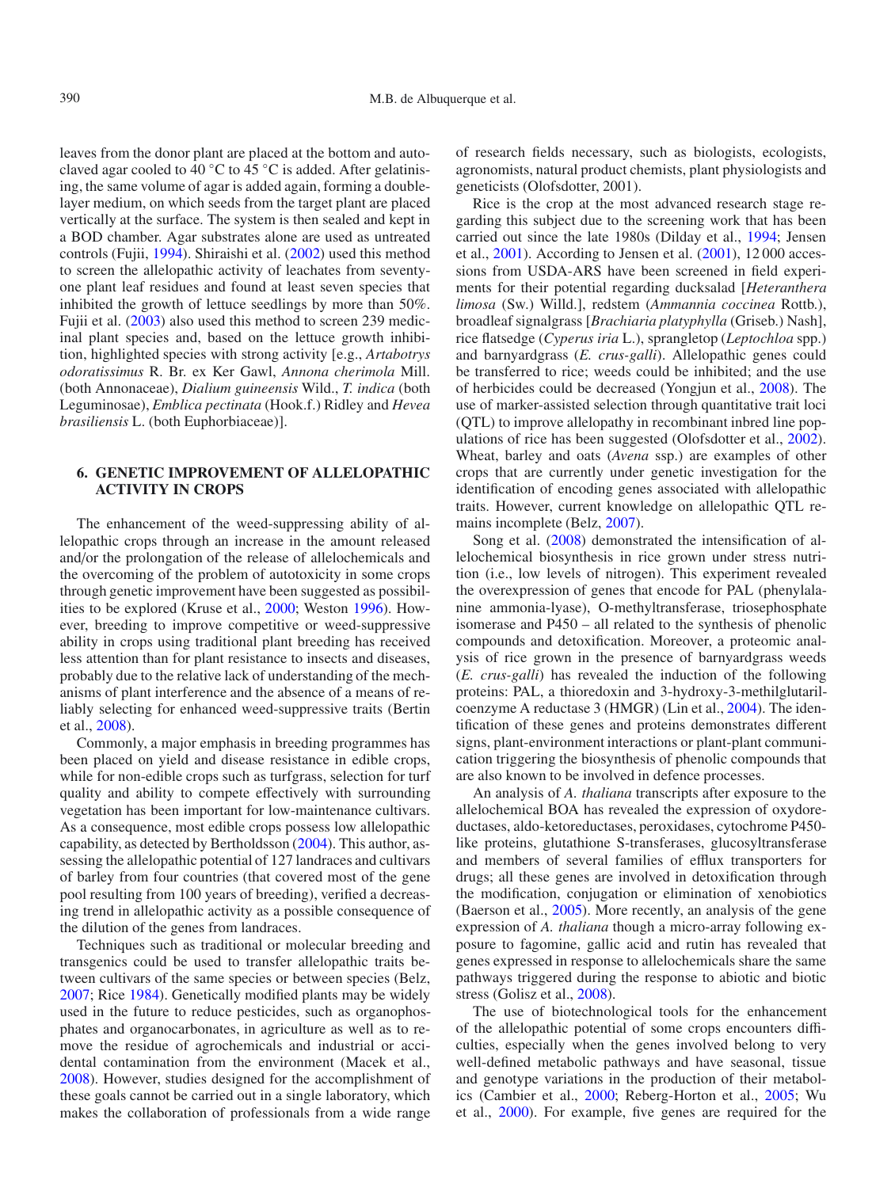leaves from the donor plant are placed at the bottom and autoclaved agar cooled to 40 °C to 45 °C is added. After gelatinising, the same volume of agar is added again, forming a double-layer medium, on which seeds from the target plant are placed vertically at the surface. The system is then sealed and kept in a BOD chamber. Agar substrates alone are used as untreated controls (Fujii, 1994). Shiraishi et al. (2002) used this method to screen the allelopathic activity of leachates from seventy-one plant leaf residues and found at least seven species that inhibited the growth of lettuce seedlings by more than 50%. Fujii et al. (2003) also used this method to screen 239 medicinal plant species and, based on the lettuce growth inhibition, highlighted species with strong activity [e.g., *Artabotrys odoratissimus* R. Br. ex Ker Gawl, *Annona cherimola* Mill. (both Annonaceae), *Dialium guineensis* Wild., *T. indica* (both Leguminosae), *Emblica pectinata* (Hook.f.) Ridley and *Hevea brasiliensis* L. (both Euphorbiaceae)].

## 6. GENETIC IMPROVEMENT OF ALLELOPATHIC ACTIVITY IN CROPS

The enhancement of the weed-suppressing ability of allelopathic crops through an increase in the amount released and/or the prolongation of the release of allelochemicals and the overcoming of the problem of autotoxicity in some crops through genetic improvement have been suggested as possibilities to be explored (Kruse et al., 2000; Weston 1996). However, breeding to improve competitive or weed-suppressive ability in crops using traditional plant breeding has received less attention than for plant resistance to insects and diseases, probably due to the relative lack of understanding of the mechanisms of plant interference and the absence of a means of reliably selecting for enhanced weed-suppressive traits (Bertin et al., 2008).

Commonly, a major emphasis in breeding programmes has been placed on yield and disease resistance in edible crops, while for non-edible crops such as turfgrass, selection for turf quality and ability to compete effectively with surrounding vegetation has been important for low-maintenance cultivars. As a consequence, most edible crops possess low allelopathic capability, as detected by Bertholdsson (2004). This author, assessing the allelopathic potential of 127 landraces and cultivars of barley from four countries (that covered most of the gene pool resulting from 100 years of breeding), verified a decreasing trend in allelopathic activity as a possible consequence of the dilution of the genes from landraces.

Techniques such as traditional or molecular breeding and transgenics could be used to transfer allelopathic traits between cultivars of the same species or between species (Belz, 2007; Rice 1984). Genetically modified plants may be widely used in the future to reduce pesticides, such as organophosphates and organocarbonates, in agriculture as well as to remove the residue of agrochemicals and industrial or accidental contamination from the environment (Macek et al., 2008). However, studies designed for the accomplishment of these goals cannot be carried out in a single laboratory, which makes the collaboration of professionals from a wide range of research fields necessary, such as biologists, ecologists, agronomists, natural product chemists, plant physiologists and geneticists (Olofsdotter, 2001).

Rice is the crop at the most advanced research stage regarding this subject due to the screening work that has been carried out since the late 1980s (Dilday et al., 1994; Jensen et al., 2001). According to Jensen et al. (2001), 12 000 accessions from USDA-ARS have been screened in field experiments for their potential regarding ducksalad [*Heteranthera limosa* (Sw.) Willd.], redstem (*Ammannia coccinea* Rottb.), broadleaf signalgrass [*Brachiaria platyphylla* (Griseb.) Nash], rice flatsedge (*Cyperus iria* L.), sprangletop (*Leptochloa* spp.) and barnyardgrass (*E. crus-galli*). Allelopathic genes could be transferred to rice; weeds could be inhibited; and the use of herbicides could be decreased (Yongjun et al., 2008). The use of marker-assisted selection through quantitative trait loci (QTL) to improve allelopathy in recombinant inbred line populations of rice has been suggested (Olofsdotter et al., 2002). Wheat, barley and oats (*Avena* ssp.) are examples of other crops that are currently under genetic investigation for the identification of encoding genes associated with allelopathic traits. However, current knowledge on allelopathic QTL remains incomplete (Belz, 2007).

Song et al. (2008) demonstrated the intensification of allelochemical biosynthesis in rice grown under stress nutrition (i.e., low levels of nitrogen). This experiment revealed the overexpression of genes that encode for PAL (phenylalanine ammonia-lyase), O-methyltransferase, triosephosphate isomerase and P450 – all related to the synthesis of phenolic compounds and detoxification. Moreover, a proteomic analysis of rice grown in the presence of barnyardgrass weeds (*E. crus-galli*) has revealed the induction of the following proteins: PAL, a thioredoxin and 3-hydroxy-3-methilglutaril-coenzyme A reductase 3 (HMGR) (Lin et al., 2004). The identification of these genes and proteins demonstrates different signs, plant-environment interactions or plant-plant communication triggering the biosynthesis of phenolic compounds that are also known to be involved in defence processes.

An analysis of *A. thaliana* transcripts after exposure to the allelochemical BOA has revealed the expression of oxydoreductases, aldo-ketoreductases, peroxidases, cytochrome P450-like proteins, glutathione S-transferases, glucosyltransferase and members of several families of efflux transporters for drugs; all these genes are involved in detoxification through the modification, conjugation or elimination of xenobiotics (Baerson et al., 2005). More recently, an analysis of the gene expression of *A. thaliana* though a micro-array following exposure to fagomine, gallic acid and rutin has revealed that genes expressed in response to allelochemicals share the same pathways triggered during the response to abiotic and biotic stress (Golisz et al., 2008).

The use of biotechnological tools for the enhancement of the allelopathic potential of some crops encounters difficulties, especially when the genes involved belong to very well-defined metabolic pathways and have seasonal, tissue and genotype variations in the production of their metabolics (Cambier et al., 2000; Reberg-Horton et al., 2005; Wu et al., 2000). For example, five genes are required for the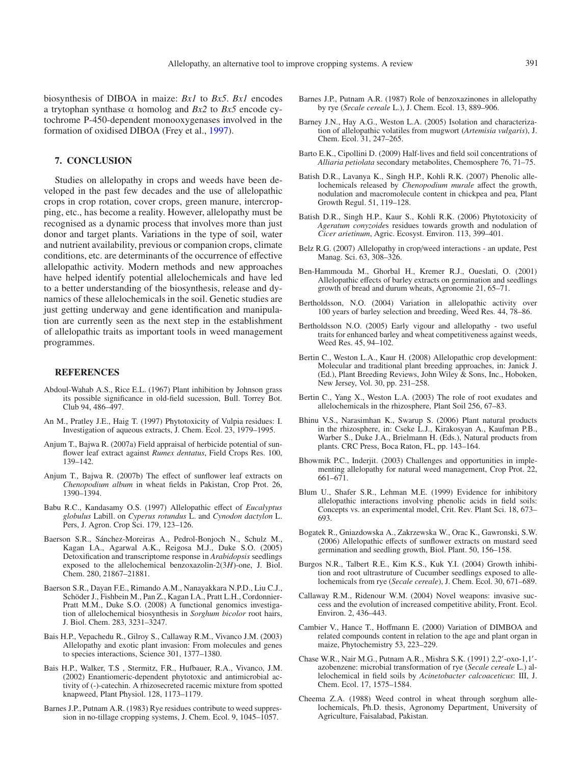biosynthesis of DIBOA in maize: *Bx1* to *Bx5*. *Bx1* encodes a trytophan synthase α homolog and *Bx2* to *Bx5* encode cytochrome P-450-dependent monooxygenases involved in the formation of oxidised DIBOA (Frey et al., 1997).

## 7. CONCLUSION

Studies on allelopathy in crops and weeds have been developed in the past few decades and the use of allelopathic crops in crop rotation, cover crops, green manure, intercropping, etc., has become a reality. However, allelopathy must be recognised as a dynamic process that involves more than just donor and target plants. Variations in the type of soil, water and nutrient availability, previous or companion crops, climate conditions, etc. are determinants of the occurrence of effective allelopathic activity. Modern methods and new approaches have helped identify potential allelochemicals and have led to a better understanding of the biosynthesis, release and dynamics of these allelochemicals in the soil. Genetic studies are just getting underway and gene identification and manipulation are currently seen as the next step in the establishment of allelopathic traits as important tools in weed management programmes.

## REFERENCES

Abdoul-Wahab A.S., Rice E.L. (1967) Plant inhibition by Johnson grass its possible significance in old-field sucession, Bull. Torrey Bot. Club 94, 486–497.

An M., Pratley J.E., Haig T. (1997) Phytotoxicity of Vulpia residues: I. Investigation of aqueous extracts, J. Chem. Ecol. 23, 1979–1995.

Anjum T., Bajwa R. (2007a) Field appraisal of herbicide potential of sunflower leaf extract against *Rumex dentatus*, Field Crops Res. 100, 139–142.

Anjum T., Bajwa R. (2007b) The effect of sunflower leaf extracts on *Chenopodium album* in wheat fields in Pakistan, Crop Prot. 26, 1390–1394.

Babu R.C., Kandasamy O.S. (1997) Allelopathic effect of *Eucalyptus globulus* Labill. on *Cyperus rotundus* L. and *Cynodon dactylon* L. Pers, J. Agron. Crop Sci. 179, 123–126.

Baerson S.R., Sánchez-Moreiras A., Pedrol-Bonjoch N., Schulz M., Kagan I.A., Agarwal A.K., Reigosa M.J., Duke S.O. (2005) Detoxification and transcriptome response in *Arabidopsis* seedlings exposed to the allelochemical benzoxazolin-2(3*H*)-one, J. Biol. Chem. 280, 21867–21881.

Baerson S.R., Dayan F.E., Rimando A.M., Nanayakkara N.P.D., Liu C.J., Schöder J., Fishbein M., Pan Z., Kagan I.A., Pratt L.H., Cordonnier-Pratt M.M., Duke S.O. (2008) A functional genomics investigation of allelochemical biosynthesis in *Sorghum bicolor* root hairs, J. Biol. Chem. 283, 3231–3247.

Bais H.P., Vepachedu R., Gilroy S., Callaway R.M., Vivanco J.M. (2003) Allelopathy and exotic plant invasion: From molecules and genes to species interactions, Science 301, 1377–1380.

Bais H.P., Walker, T.S , Stermitz, F.R., Hufbauer, R.A., Vivanco, J.M. (2002) Enantiomeric-dependent phytotoxic and antimicrobial activity of (-)-catechin. A rhizosecreted racemic mixture from spotted knapweed, Plant Physiol. 128, 1173–1179.

Barnes J.P., Putnam A.R. (1983) Rye residues contribute to weed suppression in no-tillage cropping systems, J. Chem. Ecol. 9, 1045–1057.

Barnes J.P., Putnam A.R. (1987) Role of benzoxazinones in allelopathy by rye (*Secale cereale* L.), J. Chem. Ecol. 13, 889–906.

Barney J.N., Hay A.G., Weston L.A. (2005) Isolation and characterization of allelopathic volatiles from mugwort (*Artemisia vulgaris*), J. Chem. Ecol. 31, 247–265.

Barto E.K., Cipollini D. (2009) Half-lives and field soil concentrations of *Alliaria petiolata* secondary metabolites, Chemosphere 76, 71–75.

Batish D.R., Lavanya K., Singh H.P., Kohli R.K. (2007) Phenolic allelochemicals released by *Chenopodium murale* affect the growth, nodulation and macromolecule content in chickpea and pea, Plant Growth Regul. 51, 119–128.

Batish D.R., Singh H.P., Kaur S., Kohli R.K. (2006) Phytotoxicity of *Ageratum conyzoides* residues towards growth and nodulation of *Cicer arietinum*, Agric. Ecosyst. Environ. 113, 399–401.

Belz R.G. (2007) Allelopathy in crop/weed interactions - an update, Pest Manag. Sci. 63, 308–326.

Ben-Hammouda M., Ghorbal H., Kremer R.J., Oueslati, O. (2001) Allelopathic effects of barley extracts on germination and seedlings growth of bread and durum wheats, Agronomie 21, 65–71.

Bertholdsson, N.O. (2004) Variation in allelopathic activity over 100 years of barley selection and breeding, Weed Res. 44, 78–86.

Bertholdsson N.O. (2005) Early vigour and allelopathy - two useful traits for enhanced barley and wheat competitiveness against weeds, Weed Res. 45, 94–102.

Bertin C., Weston L.A., Kaur H. (2008) Allelopathic crop development: Molecular and traditional plant breeding approaches, in: Janick J. (Ed.), Plant Breeding Reviews, John Wiley & Sons, Inc., Hoboken, New Jersey, Vol. 30, pp. 231–258.

Bertin C., Yang X., Weston L.A. (2003) The role of root exudates and allelochemicals in the rhizosphere, Plant Soil 256, 67–83.

Bhinu V.S., Narasimhan K., Swarup S. (2006) Plant natural products in the rhizosphere, in: Cseke L.J., Kirakosyan A., Kaufman P.B., Warber S., Duke J.A., Brielmann H. (Eds.), Natural products from plants. CRC Press, Boca Raton, FL, pp. 143–164.

Bhowmik P.C., Inderjit. (2003) Challenges and opportunities in implementing allelopathy for natural weed management, Crop Prot. 22, 661–671.

Blum U., Shafer S.R., Lehman M.E. (1999) Evidence for inhibitory allelopathic interactions involving phenolic acids in field soils: Concepts vs. an experimental model, Crit. Rev. Plant Sci. 18, 673–693.

Bogatek R., Gniazdowska A., Zakrzewska W., Orac K., Gawronski, S.W. (2006) Allelopathic effects of sunflower extracts on mustard seed germination and seedling growth, Biol. Plant. 50, 156–158.

Burgos N.R., Talbert R.E., Kim K.S., Kuk Y.I. (2004) Growth inhibition and root ultrastruture of Cucumber seedlings exposed to allelochemicals from rye (*Secale cereale*), J. Chem. Ecol. 30, 671–689.

Callaway R.M., Ridenour W.M. (2004) Novel weapons: invasive success and the evolution of increased competitive ability, Front. Ecol. Environ. 2, 436–443.

Cambier V., Hance T., Hoffmann E. (2000) Variation of DIMBOA and related compounds content in relation to the age and plant organ in maize, Phytochemistry 53, 223–229.

Chase W.R., Nair M.G., Putnam A.R., Mishra S.K. (1991) 2,2′-oxo-1,1′-azobenzene: microbial transformation of rye (*Secale cereale* L.) allelochemical in field soils by *Acinetobacter calcoaceticus*: III, J. Chem. Ecol. 17, 1575–1584.

Cheema Z.A. (1988) Weed control in wheat through sorghum allelochemicals, Ph.D. thesis, Agronomy Department, University of Agriculture, Faisalabad, Pakistan.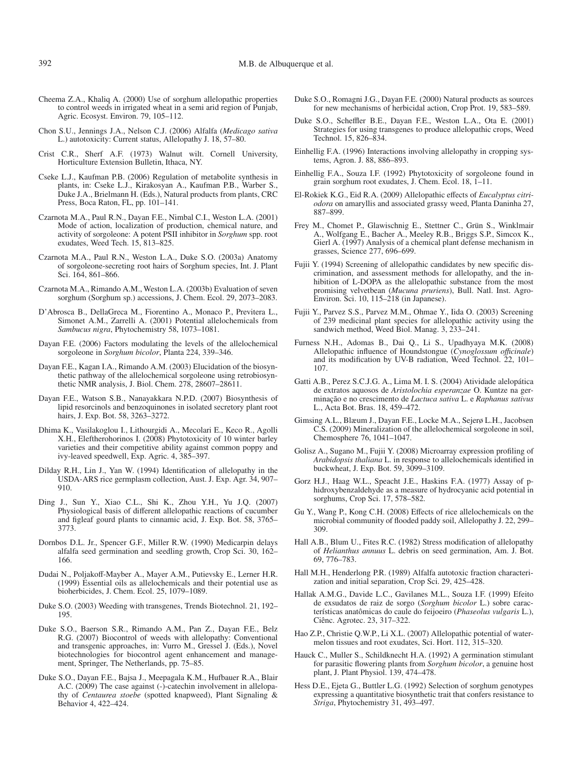Cheema Z.A., Khaliq A. (2000) Use of sorghum allelopathic properties to control weeds in irrigated wheat in a semi arid region of Punjab, Agric. Ecosyst. Environ. 79, 105–112.

Chon S.U., Jennings J.A., Nelson C.J. (2006) Alfalfa (*Medicago sativa* L.) autotoxicity: Current status, Allelopathy J. 18, 57–80.

Crist C.R., Sherf A.F. (1973) Walnut wilt. Cornell University, Horticulture Extension Bulletin, Ithaca, NY.

Cseke L.J., Kaufman P.B. (2006) Regulation of metabolite synthesis in plants, in: Cseke L.J., Kirakosyan A., Kaufman P.B., Warber S., Duke J.A., Brielmann H. (Eds.), Natural products from plants, CRC Press, Boca Raton, FL, pp. 101–141.

Czarnota M.A., Paul R.N., Dayan F.E., Nimbal C.I., Weston L.A. (2001) Mode of action, localization of production, chemical nature, and activity of sorgoleone: A potent PSII inhibitor in *Sorghum* spp. root exudates, Weed Tech. 15, 813–825.

Czarnota M.A., Paul R.N., Weston L.A., Duke S.O. (2003a) Anatomy of sorgoleone-secreting root hairs of Sorghum species, Int. J. Plant Sci. 164, 861–866.

Czarnota M.A., Rimando A.M., Weston L.A. (2003b) Evaluation of seven sorghum (Sorghum sp.) accessions, J. Chem. Ecol. 29, 2073–2083.

D'Abrosca B., DellaGreca M., Fiorentino A., Monaco P., Previtera L., Simonet A.M., Zarrelli A. (2001) Potential allelochemicals from *Sambucus nigra*, Phytochemistry 58, 1073–1081.

Dayan F.E. (2006) Factors modulating the levels of the allelochemical sorgoleone in *Sorghum bicolor*, Planta 224, 339–346.

Dayan F.E., Kagan I.A., Rimando A.M. (2003) Elucidation of the biosynthetic pathway of the allelochemical sorgoleone using retrobiosynthetic NMR analysis, J. Biol. Chem. 278, 28607–28611.

Dayan F.E., Watson S.B., Nanayakkara N.P.D. (2007) Biosynthesis of lipid resorcinols and benzoquinones in isolated secretory plant root hairs, J. Exp. Bot. 58, 3263–3272.

Dhima K., Vasilakoglou I., Lithourgidi A., Mecolari E., Keco R., Agolli X.H., Eleftherohorinos I. (2008) Phytotoxicity of 10 winter barley varieties and their competitive ability against common poppy and ivy-leaved speedwell, Exp. Agric. 4, 385–397.

Dilday R.H., Lin J., Yan W. (1994) Identification of allelopathy in the USDA-ARS rice germplasm collection, Aust. J. Exp. Agr. 34, 907–910.

Ding J., Sun Y., Xiao C.L., Shi K., Zhou Y.H., Yu J.Q. (2007) Physiological basis of different allelopathic reactions of cucumber and figleaf gourd plants to cinnamic acid, J. Exp. Bot. 58, 3765–3773.

Dornbos D.L. Jr., Spencer G.F., Miller R.W. (1990) Medicarpin delays alfalfa seed germination and seedling growth, Crop Sci. 30, 162–166.

Dudai N., Poljakoff-Mayber A., Mayer A.M., Putievsky E., Lerner H.R. (1999) Essential oils as allelochemicals and their potential use as bioherbicides, J. Chem. Ecol. 25, 1079–1089.

Duke S.O. (2003) Weeding with transgenes, Trends Biotechnol. 21, 192–195.

Duke S.O., Baerson S.R., Rimando A.M., Pan Z., Dayan F.E., Belz R.G. (2007) Biocontrol of weeds with allelopathy: Conventional and transgenic approaches, in: Vurro M., Gressel J. (Eds.), Novel biotechnologies for biocontrol agent enhancement and management, Springer, The Netherlands, pp. 75–85.

Duke S.O., Dayan F.E., Bajsa J., Meepagala K.M., Hufbauer R.A., Blair A.C. (2009) The case against (-)-catechin involvement in allelopathy of *Centaurea stoebe* (spotted knapweed), Plant Signaling & Behavior 4, 422–424.

Duke S.O., Romagni J.G., Dayan F.E. (2000) Natural products as sources for new mechanisms of herbicidal action, Crop Prot. 19, 583–589.

Duke S.O., Scheffler B.E., Dayan F.E., Weston L.A., Ota E. (2001) Strategies for using transgenes to produce allelopathic crops, Weed Technol. 15, 826–834.

Einhellig F.A. (1996) Interactions involving allelopathy in cropping systems, Agron. J. 88, 886–893.

Einhellig F.A., Souza I.F. (1992) Phytotoxicity of sorgoleone found in grain sorghum root exudates, J. Chem. Ecol. 18, 1–11.

El-Rokiek K.G., Eid R.A. (2009) Allelopathic effects of *Eucalyptus citriodora* on amaryllis and associated grassy weed, Planta Daninha 27, 887–899.

Frey M., Chomet P., Glawischnig E., Stettner C., Grün S., Winklmair A., Wolfgang E., Bacher A., Meeley R.B., Briggs S.P., Simcox K., Gierl A. (1997) Analysis of a chemical plant defense mechanism in grasses, Science 277, 696–699.

Fujii Y. (1994) Screening of allelopathic candidates by new specific discrimination, and assessment methods for allelopathy, and the inhibition of L-DOPA as the allelopathic substance from the most promising velvetbean (*Mucuna pruriens*), Bull. Natl. Inst. Agro-Environ. Sci. 10, 115–218 (in Japanese).

Fujii Y., Parvez S.S., Parvez M.M., Ohmae Y., Iida O. (2003) Screening of 239 medicinal plant species for allelopathic activity using the sandwich method, Weed Biol. Manag. 3, 233–241.

Furness N.H., Adomas B., Dai Q., Li S., Upadhyaya M.K. (2008) Allelopathic influence of Houndstongue (*Cynoglossum officinale*) and its modification by UV-B radiation, Weed Technol. 22, 101–107.

Gatti A.B., Perez S.C.J.G. A., Lima M. I. S. (2004) Atividade alelopática de extratos aquosos de *Aristolochia esperanzae* O. Kuntze na germinação e no crescimento de *Lactuca sativa* L. e *Raphanus sativus* L., Acta Bot. Bras. 18, 459–472.

Gimsing A.L., Blæum J., Dayan F.E., Locke M.A., Sejerø L.H., Jacobsen C.S. (2009) Mineralization of the allelochemical sorgoleone in soil, Chemosphere 76, 1041–1047.

Golisz A., Sugano M., Fujii Y. (2008) Microarray expression profiling of *Arabidopsis thaliana* L. in response to allelochemicals identified in buckwheat, J. Exp. Bot. 59, 3099–3109.

Gorz H.J., Haag W.L., Speacht J.E., Haskins F.A. (1977) Assay of p-hidroxybenzaldehyde as a measure of hydrocyanic acid potential in sorghums, Crop Sci. 17, 578–582.

Gu Y., Wang P., Kong C.H. (2008) Effects of rice allelochemicals on the microbial community of flooded paddy soil, Allelopathy J. 22, 299–309.

Hall A.B., Blum U., Fites R.C. (1982) Stress modification of allelopathy of *Helianthus annuus* L. debris on seed germination, Am. J. Bot. 69, 776–783.

Hall M.H., Henderlong P.R. (1989) Alfalfa autotoxic fraction characterization and initial separation, Crop Sci. 29, 425–428.

Hallak A.M.G., Davide L.C., Gavilanes M.L., Souza I.F. (1999) Efeito de exsudatos de raiz de sorgo (*Sorghum bicolor* L.) sobre características anatômicas do caule do feijoeiro (*Phaseolus vulgaris* L.), Ciênc. Agrotec. 23, 317–322.

Hao Z.P., Christie Q.W.P., Li X.L. (2007) Allelopathic potential of watermelon tissues and root exudates, Sci. Hort. 112, 315–320.

Hauck C., Muller S., Schildknecht H.A. (1992) A germination stimulant for parasitic flowering plants from *Sorghum bicolor*, a genuine host plant, J. Plant Physiol. 139, 474–478.

Hess D.E., Ejeta G., Buttler L.G. (1992) Selection of sorghum genotypes expressing a quantitative biosynthetic trait that confers resistance to *Striga*, Phytochemistry 31, 493–497.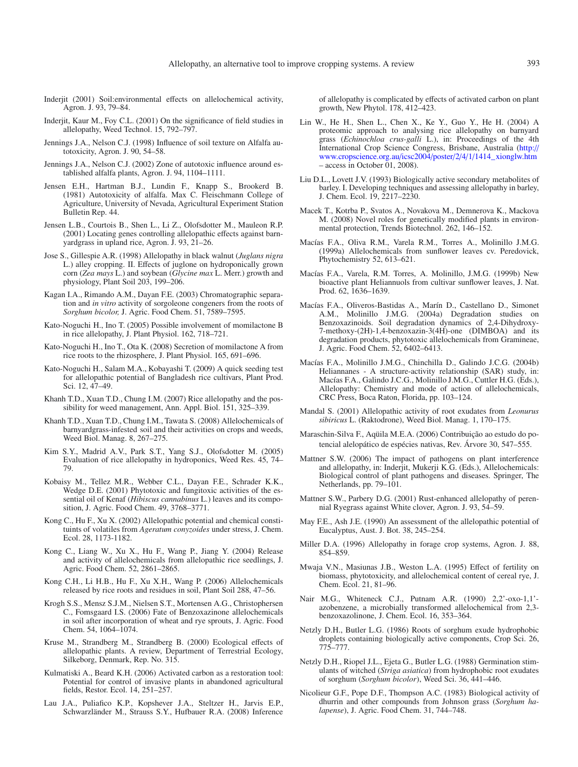Inderjit (2001) Soil:environmental effects on allelochemical activity, Agron. J. 93, 79–84.

Inderjit, Kaur M., Foy C.L. (2001) On the significance of field studies in allelopathy, Weed Technol. 15, 792–797.

Jennings J.A., Nelson C.J. (1998) Influence of soil texture on Alfalfa autotoxicity, Agron. J. 90, 54–58.

Jennings J.A., Nelson C.J. (2002) Zone of autotoxic influence around established alfalfa plants, Agron. J. 94, 1104–1111.

Jensen E.H., Hartman B.J., Lundin F., Knapp S., Brookerd B. (1981) Autotoxicity of alfalfa. Max C. Fleischmann College of Agriculture, University of Nevada, Agricultural Experiment Station Bulletin Rep. 44.

Jensen L.B., Courtois B., Shen L., Li Z., Olofsdotter M., Mauleon R.P. (2001) Locating genes controlling allelopathic effects against barnyardgrass in upland rice, Agron. J. 93, 21–26.

Jose S., Gillespie A.R. (1998) Allelopathy in black walnut (*Juglans nigra* L.) alley cropping. II. Effects of juglone on hydroponically grown corn (*Zea mays* L.) and soybean (*Glycine max* L. Merr.) growth and physiology, Plant Soil 203, 199–206.

Kagan I.A., Rimando A.M., Dayan F.E. (2003) Chromatographic separation and *in vitro* activity of sorgoleone congeners from the roots of *Sorghum bicolor,* J. Agric. Food Chem. 51, 7589–7595.

Kato-Noguchi H., Ino T. (2005) Possible involvement of momilactone B in rice allelopathy, J. Plant Physiol. 162, 718–721.

Kato-Noguchi H., Ino T., Ota K. (2008) Secretion of momilactone A from rice roots to the rhizosphere, J. Plant Physiol. 165, 691–696.

Kato-Noguchi H., Salam M.A., Kobayashi T. (2009) A quick seeding test for allelopathic potential of Bangladesh rice cultivars, Plant Prod. Sci. 12, 47–49.

Khanh T.D., Xuan T.D., Chung I.M. (2007) Rice allelopathy and the possibility for weed management, Ann. Appl. Biol. 151, 325–339.

Khanh T.D., Xuan T.D., Chung I.M., Tawata S. (2008) Allelochemicals of barnyardgrass-infested soil and their activities on crops and weeds, Weed Biol. Manag. 8, 267–275.

Kim S.Y., Madrid A.V., Park S.T., Yang S.J., Olofsdotter M. (2005) Evaluation of rice allelopathy in hydroponics, Weed Res. 45, 74–79.

Kobaisy M., Tellez M.R., Webber C.L., Dayan F.E., Schrader K.K., Wedge D.E. (2001) Phytotoxic and fungitoxic activities of the essential oil of Kenaf (*Hibiscus cannabinus* L.) leaves and its composition, J. Agric. Food Chem. 49, 3768–3771.

Kong C., Hu F., Xu X. (2002) Allelopathic potential and chemical constituints of volatiles from *Ageratum conyzoides* under stress, J. Chem. Ecol. 28, 1173-1182.

Kong C., Liang W., Xu X., Hu F., Wang P., Jiang Y. (2004) Release and activity of allelochemicals from allelopathic rice seedlings, J. Agric. Food Chem. 52, 2861–2865.

Kong C.H., Li H.B., Hu F., Xu X.H., Wang P. (2006) Allelochemicals released by rice roots and residues in soil, Plant Soil 288, 47–56.

Krogh S.S., Mensz S.J.M., Nielsen S.T., Mortensen A.G., Christophersen C., Fomsgaard I.S. (2006) Fate of Benzoxazinone allelochemicals in soil after incorporation of wheat and rye sprouts, J. Agric. Food Chem. 54, 1064–1074.

Kruse M., Strandberg M., Strandberg B. (2000) Ecological effects of allelopathic plants. A review, Department of Terrestrial Ecology, Silkeborg, Denmark, Rep. No. 315.

Kulmatiski A., Beard K.H. (2006) Activated carbon as a restoration tool: Potential for control of invasive plants in abandoned agricultural fields, Restor. Ecol. 14, 251–257.

Lau J.A., Puliafico K.P., Kopshever J.A., Steltzer H., Jarvis E.P., Schwarzländer M., Strauss S.Y., Hufbauer R.A. (2008) Inference of allelopathy is complicated by effects of activated carbon on plant growth, New Phytol. 178, 412–423.

Lin W., He H., Shen L., Chen X., Ke Y., Guo Y., He H. (2004) A proteomic approach to analysing rice allelopathy on barnyard grass (*Echinochloa crus-galli* L.), in: Proceedings of the 4th International Crop Science Congress, Brisbane, Australia (http://www.cropscience.org.au/icsc2004/poster/2/4/1/1414_xionglw.htm – access in October 01, 2008).

Liu D.L., Lovett J.V. (1993) Biologically active secondary metabolites of barley. I. Developing techniques and assessing allelopathy in barley, J. Chem. Ecol. 19, 2217–2230.

Macek T., Kotrba P., Svatos A., Novakova M., Demnerova K., Mackova M. (2008) Novel roles for genetically modified plants in environmental protection, Trends Biotechnol. 262, 146–152.

Macías F.A., Oliva R.M., Varela R.M., Torres A., Molinillo J.M.G. (1999a) Allelochemicals from sunflower leaves cv. Peredovick, Phytochemistry 52, 613–621.

Macías F.A., Varela, R.M. Torres, A. Molinillo, J.M.G. (1999b) New bioactive plant Heliannuols from cultivar sunflower leaves, J. Nat. Prod. 62, 1636–1639.

Macías F.A., Oliveros-Bastidas A., Marín D., Castellano D., Simonet A.M., Molinillo J.M.G. (2004a) Degradation studies on Benzoxazinoids. Soil degradation dynamics of 2,4-Dihydroxy-7-methoxy-(2H)-1,4-benzoxazin-3(4H)-one (DIMBOA) and its degradation products, phytotoxic allelochemicals from Gramineae, J. Agric. Food Chem. 52, 6402–6413.

Macías F.A., Molinillo J.M.G., Chinchilla D., Galindo J.C.G. (2004b) Heliannanes - A structure-activity relationship (SAR) study, in: Macías F.A., Galindo J.C.G., Molinillo J.M.G., Cuttler H.G. (Eds.), Allelopathy: Chemistry and mode of action of allelochemicals, CRC Press, Boca Raton, Florida, pp. 103–124.

Mandal S. (2001) Allelopathic activity of root exudates from *Leonurus sibiricus* L. (Raktodrone), Weed Biol. Manag. 1, 170–175.

Maraschin-Silva F., Aqüila M.E.A. (2006) Contribuição ao estudo do potencial alelopático de espécies nativas, Rev. Árvore 30, 547–555.

Mattner S.W. (2006) The impact of pathogens on plant interference and allelopathy, in: Inderjit, Mukerji K.G. (Eds.), Allelochemicals: Biological control of plant pathogens and diseases. Springer, The Netherlands, pp. 79–101.

Mattner S.W., Parbery D.G. (2001) Rust-enhanced allelopathy of perennial Ryegrass against White clover, Agron. J. 93, 54–59.

May F.E., Ash J.E. (1990) An assessment of the allelopathic potential of Eucalyptus, Aust. J. Bot. 38, 245–254.

Miller D.A. (1996) Allelopathy in forage crop systems, Agron. J. 88, 854–859.

Mwaja V.N., Masiunas J.B., Weston L.A. (1995) Effect of fertility on biomass, phytotoxicity, and allelochemical content of cereal rye, J. Chem. Ecol. 21, 81–96.

Nair M.G., Whiteneck C.J., Putnam A.R. (1990) 2,2'-oxo-1,1'-azobenzene, a microbially transformed allelochemical from 2,3-benzoxazolinone, J. Chem. Ecol. 16, 353–364.

Netzly D.H., Butler L.G. (1986) Roots of sorghum exude hydrophobic droplets containing biologically active components, Crop Sci. 26, 775–777.

Netzly D.H., Riopel J.L., Ejeta G., Butler L.G. (1988) Germination stimulants of witched (*Striga asiatica*) from hydrophobic root exudates of sorghum (*Sorghum bicolor*), Weed Sci. 36, 441–446.

Nicolieur G.F., Pope D.F., Thompson A.C. (1983) Biological activity of dhurrin and other compounds from Johnson grass (*Sorghum halapense*), J. Agric. Food Chem. 31, 744–748.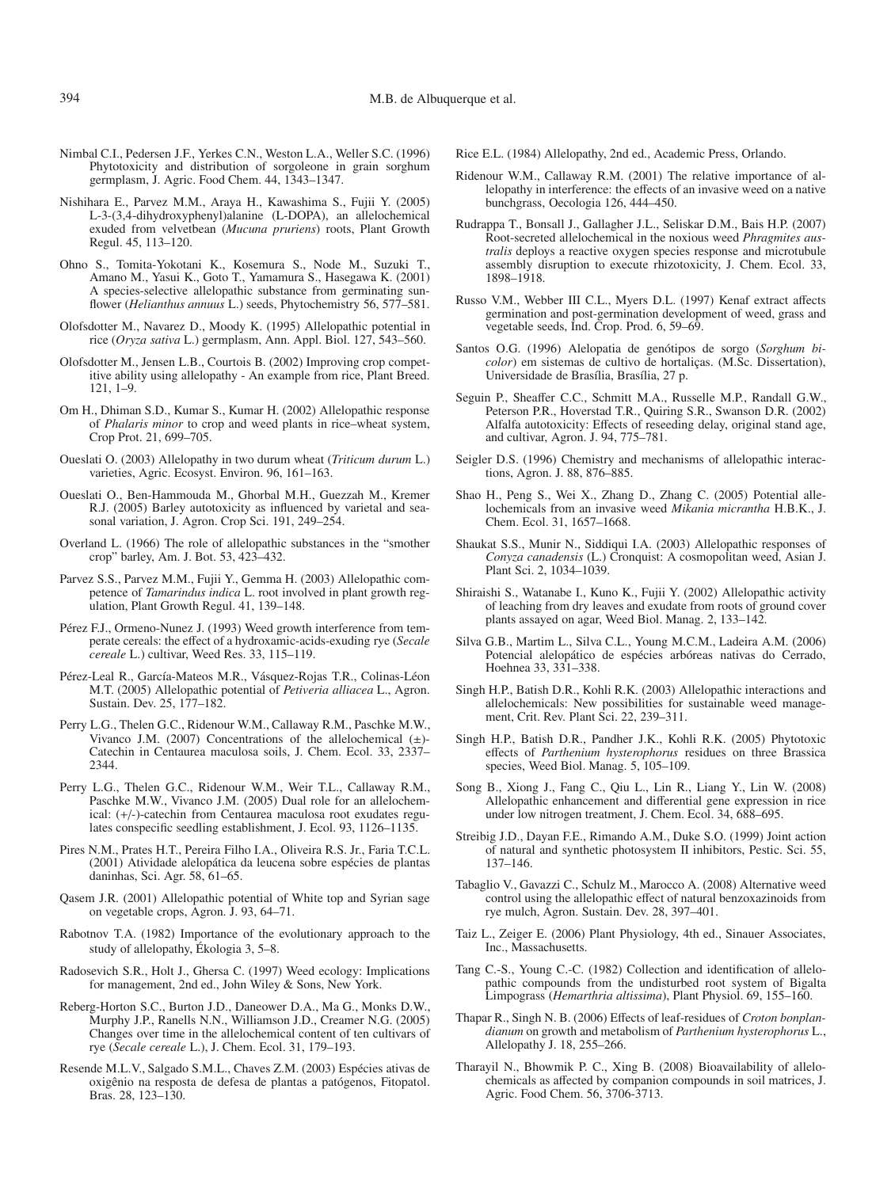Nimbal C.I., Pedersen J.F., Yerkes C.N., Weston L.A., Weller S.C. (1996) Phytotoxicity and distribution of sorgoleone in grain sorghum germplasm, J. Agric. Food Chem. 44, 1343–1347.

Nishihara E., Parvez M.M., Araya H., Kawashima S., Fujii Y. (2005) L-3-(3,4-dihydroxyphenyl)alanine (L-DOPA), an allelochemical exuded from velvetbean (*Mucuna pruriens*) roots, Plant Growth Regul. 45, 113–120.

Ohno S., Tomita-Yokotani K., Kosemura S., Node M., Suzuki T., Amano M., Yasui K., Goto T., Yamamura S., Hasegawa K. (2001) A species-selective allelopathic substance from germinating sunflower (*Helianthus annuus* L.) seeds, Phytochemistry 56, 577–581.

Olofsdotter M., Navarez D., Moody K. (1995) Allelopathic potential in rice (*Oryza sativa* L.) germplasm, Ann. Appl. Biol. 127, 543–560.

Olofsdotter M., Jensen L.B., Courtois B. (2002) Improving crop competitive ability using allelopathy - An example from rice, Plant Breed. 121, 1–9.

Om H., Dhiman S.D., Kumar S., Kumar H. (2002) Allelopathic response of *Phalaris minor* to crop and weed plants in rice–wheat system, Crop Prot. 21, 699–705.

Oueslati O. (2003) Allelopathy in two durum wheat (*Triticum durum* L.) varieties, Agric. Ecosyst. Environ. 96, 161–163.

Oueslati O., Ben-Hammouda M., Ghorbal M.H., Guezzah M., Kremer R.J. (2005) Barley autotoxicity as influenced by varietal and seasonal variation, J. Agron. Crop Sci. 191, 249–254.

Overland L. (1966) The role of allelopathic substances in the "smother crop" barley, Am. J. Bot. 53, 423–432.

Parvez S.S., Parvez M.M., Fujii Y., Gemma H. (2003) Allelopathic competence of *Tamarindus indica* L. root involved in plant growth regulation, Plant Growth Regul. 41, 139–148.

Pérez F.J., Ormeno-Nunez J. (1993) Weed growth interference from temperate cereals: the effect of a hydroxamic-acids-exuding rye (*Secale cereale* L.) cultivar, Weed Res. 33, 115–119.

Pérez-Leal R., García-Mateos M.R., Vásquez-Rojas T.R., Colinas-Léon M.T. (2005) Allelopathic potential of *Petiveria alliacea* L., Agron. Sustain. Dev. 25, 177–182.

Perry L.G., Thelen G.C., Ridenour W.M., Callaway R.M., Paschke M.W., Vivanco J.M. (2007) Concentrations of the allelochemical (±)-Catechin in Centaurea maculosa soils, J. Chem. Ecol. 33, 2337–2344.

Perry L.G., Thelen G.C., Ridenour W.M., Weir T.L., Callaway R.M., Paschke M.W., Vivanco J.M. (2005) Dual role for an allelochemical: (+/-)-catechin from Centaurea maculosa root exudates regulates conspecific seedling establishment, J. Ecol. 93, 1126–1135.

Pires N.M., Prates H.T., Pereira Filho I.A., Oliveira R.S. Jr., Faria T.C.L. (2001) Atividade alelopática da leucena sobre espécies de plantas daninhas, Sci. Agr. 58, 61–65.

Qasem J.R. (2001) Allelopathic potential of White top and Syrian sage on vegetable crops, Agron. J. 93, 64–71.

Rabotnov T.A. (1982) Importance of the evolutionary approach to the study of allelopathy, Ékologia 3, 5–8.

Radosevich S.R., Holt J., Ghersa C. (1997) Weed ecology: Implications for management, 2nd ed., John Wiley & Sons, New York.

Reberg-Horton S.C., Burton J.D., Daneower D.A., Ma G., Monks D.W., Murphy J.P., Ranells N.N., Williamson J.D., Creamer N.G. (2005) Changes over time in the allelochemical content of ten cultivars of rye (*Secale cereale* L.), J. Chem. Ecol. 31, 179–193.

Resende M.L.V., Salgado S.M.L., Chaves Z.M. (2003) Espécies ativas de oxigênio na resposta de defesa de plantas a patógenos, Fitopatol. Bras. 28, 123–130.

Rice E.L. (1984) Allelopathy, 2nd ed., Academic Press, Orlando.

Ridenour W.M., Callaway R.M. (2001) The relative importance of allelopathy in interference: the effects of an invasive weed on a native bunchgrass, Oecologia 126, 444–450.

Rudrappa T., Bonsall J., Gallagher J.L., Seliskar D.M., Bais H.P. (2007) Root-secreted allelochemical in the noxious weed *Phragmites australis* deploys a reactive oxygen species response and microtubule assembly disruption to execute rhizotoxicity, J. Chem. Ecol. 33, 1898–1918.

Russo V.M., Webber III C.L., Myers D.L. (1997) Kenaf extract affects germination and post-germination development of weed, grass and vegetable seeds, Ind. Crop. Prod. 6, 59–69.

Santos O.G. (1996) Alelopatia de genótipos de sorgo (*Sorghum bicolor*) em sistemas de cultivo de hortaliças. (M.Sc. Dissertation), Universidade de Brasília, Brasília, 27 p.

Seguin P., Sheaffer C.C., Schmitt M.A., Russelle M.P., Randall G.W., Peterson P.R., Hoverstad T.R., Quiring S.R., Swanson D.R. (2002) Alfalfa autotoxicity: Effects of reseeding delay, original stand age, and cultivar, Agron. J. 94, 775–781.

Seigler D.S. (1996) Chemistry and mechanisms of allelopathic interactions, Agron. J. 88, 876–885.

Shao H., Peng S., Wei X., Zhang D., Zhang C. (2005) Potential allelochemicals from an invasive weed *Mikania micrantha* H.B.K., J. Chem. Ecol. 31, 1657–1668.

Shaukat S.S., Munir N., Siddiqui I.A. (2003) Allelopathic responses of *Conyza canadensis* (L.) Cronquist: A cosmopolitan weed, Asian J. Plant Sci. 2, 1034–1039.

Shiraishi S., Watanabe I., Kuno K., Fujii Y. (2002) Allelopathic activity of leaching from dry leaves and exudate from roots of ground cover plants assayed on agar, Weed Biol. Manag. 2, 133–142.

Silva G.B., Martim L., Silva C.L., Young M.C.M., Ladeira A.M. (2006) Potencial alelopático de espécies arbóreas nativas do Cerrado, Hoehnea 33, 331–338.

Singh H.P., Batish D.R., Kohli R.K. (2003) Allelopathic interactions and allelochemicals: New possibilities for sustainable weed management, Crit. Rev. Plant Sci. 22, 239–311.

Singh H.P., Batish D.R., Pandher J.K., Kohli R.K. (2005) Phytotoxic effects of *Parthenium hysterophorus* residues on three Brassica species, Weed Biol. Manag. 5, 105–109.

Song B., Xiong J., Fang C., Qiu L., Lin R., Liang Y., Lin W. (2008) Allelopathic enhancement and differential gene expression in rice under low nitrogen treatment, J. Chem. Ecol. 34, 688–695.

Streibig J.D., Dayan F.E., Rimando A.M., Duke S.O. (1999) Joint action of natural and synthetic photosystem II inhibitors, Pestic. Sci. 55, 137–146.

Tabaglio V., Gavazzi C., Schulz M., Marocco A. (2008) Alternative weed control using the allelopathic effect of natural benzoxazinoids from rye mulch, Agron. Sustain. Dev. 28, 397–401.

Taiz L., Zeiger E. (2006) Plant Physiology, 4th ed., Sinauer Associates, Inc., Massachusetts.

Tang C.-S., Young C.-C. (1982) Collection and identification of allelopathic compounds from the undisturbed root system of Bigalta Limpograss (*Hemarthria altissima*), Plant Physiol. 69, 155–160.

Thapar R., Singh N. B. (2006) Effects of leaf-residues of *Croton bonplandianum* on growth and metabolism of *Parthenium hysterophorus* L., Allelopathy J. 18, 255–266.

Tharayil N., Bhowmik P. C., Xing B. (2008) Bioavailability of allelochemicals as affected by companion compounds in soil matrices, J. Agric. Food Chem. 56, 3706-3713.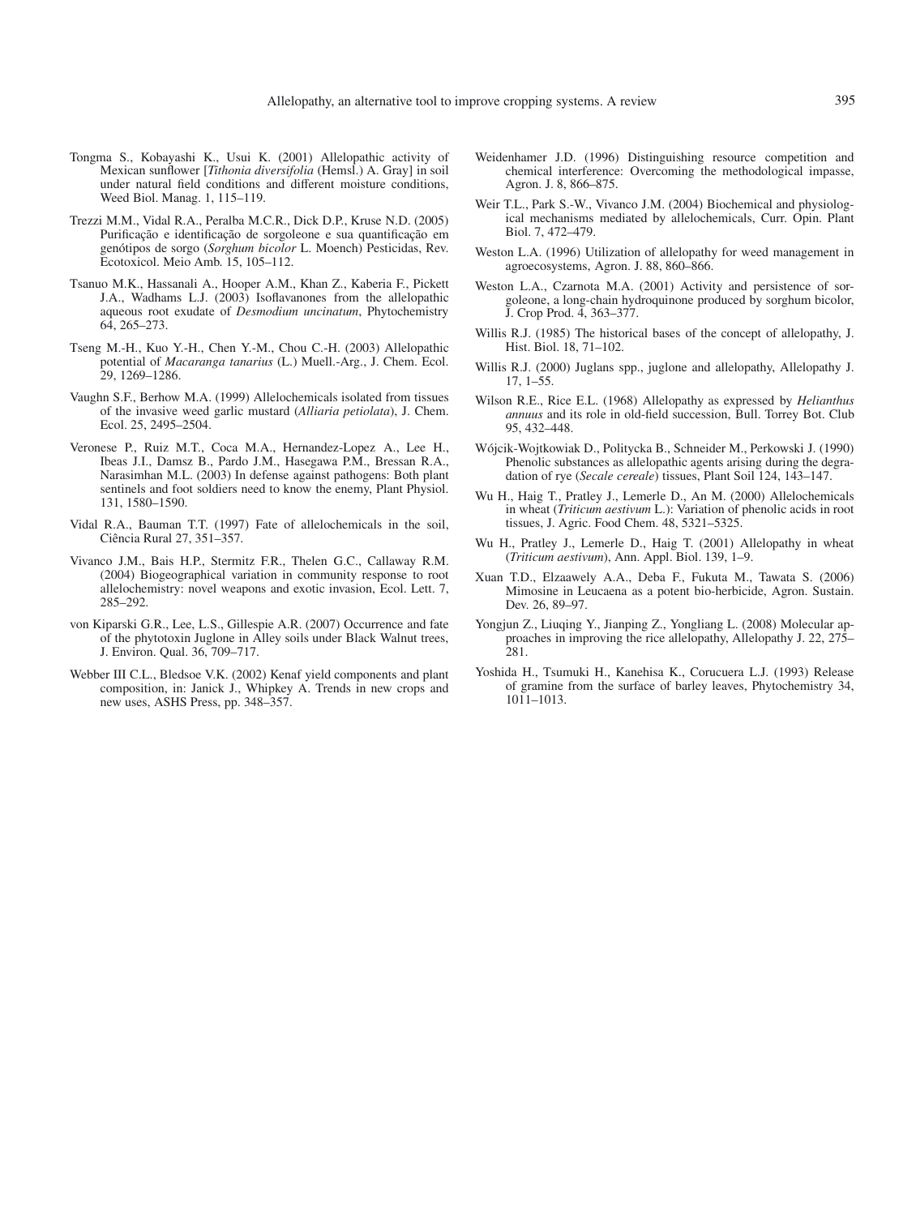Tongma S., Kobayashi K., Usui K. (2001) Allelopathic activity of Mexican sunflower [*Tithonia diversifolia* (Hemsl.) A. Gray] in soil under natural field conditions and different moisture conditions, Weed Biol. Manag. 1, 115–119.

Trezzi M.M., Vidal R.A., Peralba M.C.R., Dick D.P., Kruse N.D. (2005) Purificação e identificação de sorgoleone e sua quantificação em genótipos de sorgo (*Sorghum bicolor* L. Moench) Pesticidas, Rev. Ecotoxicol. Meio Amb. 15, 105–112.

Tsanuo M.K., Hassanali A., Hooper A.M., Khan Z., Kaberia F., Pickett J.A., Wadhams L.J. (2003) Isoflavanones from the allelopathic aqueous root exudate of *Desmodium uncinatum*, Phytochemistry 64, 265–273.

Tseng M.-H., Kuo Y.-H., Chen Y.-M., Chou C.-H. (2003) Allelopathic potential of *Macaranga tanarius* (L.) Muell.-Arg., J. Chem. Ecol. 29, 1269–1286.

Vaughn S.F., Berhow M.A. (1999) Allelochemicals isolated from tissues of the invasive weed garlic mustard (*Alliaria petiolata*), J. Chem. Ecol. 25, 2495–2504.

Veronese P., Ruiz M.T., Coca M.A., Hernandez-Lopez A., Lee H., Ibeas J.I., Damsz B., Pardo J.M., Hasegawa P.M., Bressan R.A., Narasimhan M.L. (2003) In defense against pathogens: Both plant sentinels and foot soldiers need to know the enemy, Plant Physiol. 131, 1580–1590.

Vidal R.A., Bauman T.T. (1997) Fate of allelochemicals in the soil, Ciência Rural 27, 351–357.

Vivanco J.M., Bais H.P., Stermitz F.R., Thelen G.C., Callaway R.M. (2004) Biogeographical variation in community response to root allelochemistry: novel weapons and exotic invasion, Ecol. Lett. 7, 285–292.

von Kiparski G.R., Lee, L.S., Gillespie A.R. (2007) Occurrence and fate of the phytotoxin Juglone in Alley soils under Black Walnut trees, J. Environ. Qual. 36, 709–717.

Webber III C.L., Bledsoe V.K. (2002) Kenaf yield components and plant composition, in: Janick J., Whipkey A. Trends in new crops and new uses, ASHS Press, pp. 348–357.

Weidenhamer J.D. (1996) Distinguishing resource competition and chemical interference: Overcoming the methodological impasse, Agron. J. 8, 866–875.

Weir T.L., Park S.-W., Vivanco J.M. (2004) Biochemical and physiological mechanisms mediated by allelochemicals, Curr. Opin. Plant Biol. 7, 472–479.

Weston L.A. (1996) Utilization of allelopathy for weed management in agroecosystems, Agron. J. 88, 860–866.

Weston L.A., Czarnota M.A. (2001) Activity and persistence of sorgoleone, a long-chain hydroquinone produced by sorghum bicolor, J. Crop Prod. 4, 363–377.

Willis R.J. (1985) The historical bases of the concept of allelopathy, J. Hist. Biol. 18, 71–102.

Willis R.J. (2000) Juglans spp., juglone and allelopathy, Allelopathy J. 17, 1–55.

Wilson R.E., Rice E.L. (1968) Allelopathy as expressed by *Helianthus annuus* and its role in old-field succession, Bull. Torrey Bot. Club 95, 432–448.

Wójcik-Wojtkowiak D., Politycka B., Schneider M., Perkowski J. (1990) Phenolic substances as allelopathic agents arising during the degradation of rye (*Secale cereale*) tissues, Plant Soil 124, 143–147.

Wu H., Haig T., Pratley J., Lemerle D., An M. (2000) Allelochemicals in wheat (*Triticum aestivum* L.): Variation of phenolic acids in root tissues, J. Agric. Food Chem. 48, 5321–5325.

Wu H., Pratley J., Lemerle D., Haig T. (2001) Allelopathy in wheat (*Triticum aestivum*), Ann. Appl. Biol. 139, 1–9.

Xuan T.D., Elzaawely A.A., Deba F., Fukuta M., Tawata S. (2006) Mimosine in Leucaena as a potent bio-herbicide, Agron. Sustain. Dev. 26, 89–97.

Yongjun Z., Liuqing Y., Jianping Z., Yongliang L. (2008) Molecular approaches in improving the rice allelopathy, Allelopathy J. 22, 275–281.

Yoshida H., Tsumuki H., Kanehisa K., Corucuera L.J. (1993) Release of gramine from the surface of barley leaves, Phytochemistry 34, 1011–1013.